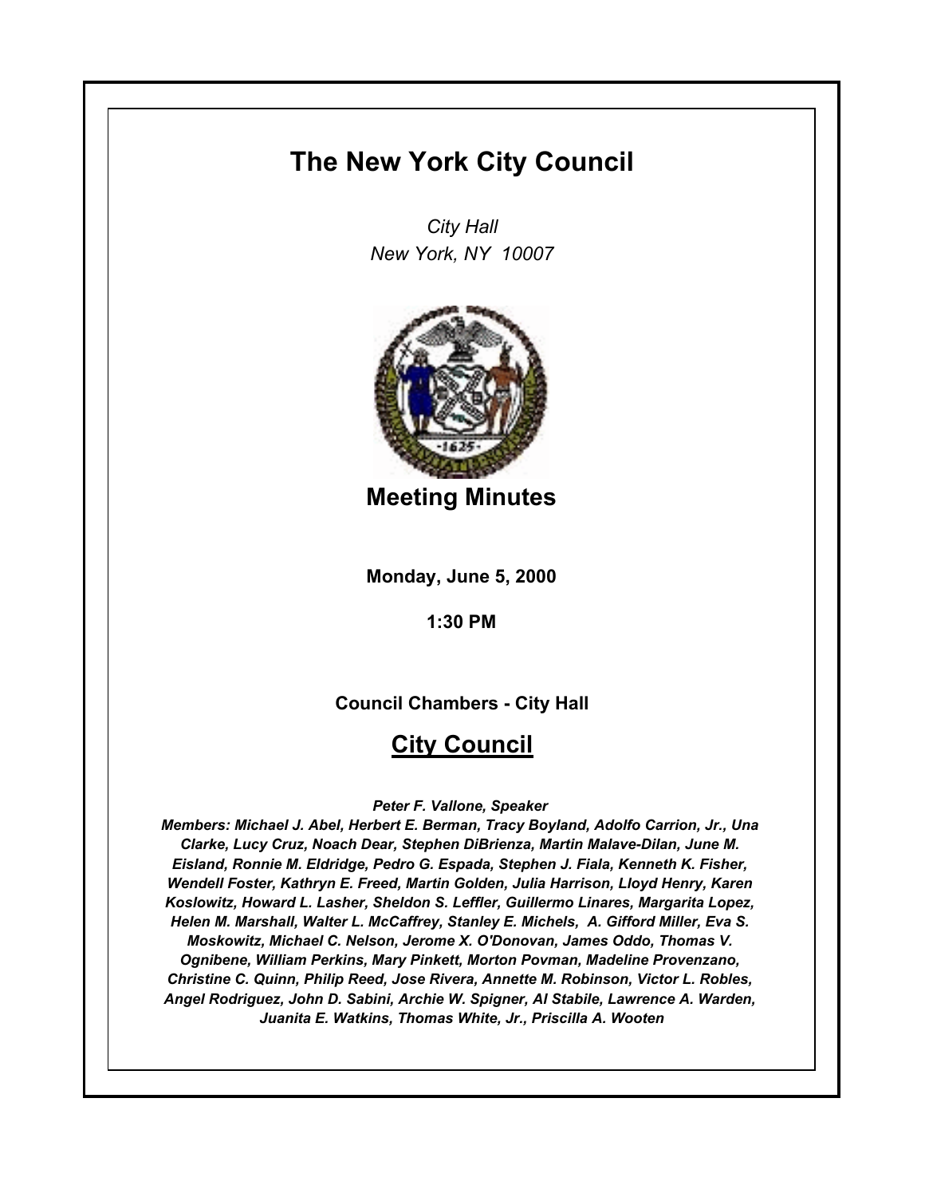# The New York City Council

*City Hall*
*New York, NY 10007*

## Meeting Minutes

**Monday, June 5, 2000**

**1:30 PM**

**Council Chambers - City Hall**

## City Council

***Peter F. Vallone, Speaker***

***Members: Michael J. Abel, Herbert E. Berman, Tracy Boyland, Adolfo Carrion, Jr., Una Clarke, Lucy Cruz, Noach Dear, Stephen DiBrienza, Martin Malave-Dilan, June M. Eisland, Ronnie M. Eldridge, Pedro G. Espada, Stephen J. Fiala, Kenneth K. Fisher, Wendell Foster, Kathryn E. Freed, Martin Golden, Julia Harrison, Lloyd Henry, Karen Koslowitz, Howard L. Lasher, Sheldon S. Leffler, Guillermo Linares, Margarita Lopez, Helen M. Marshall, Walter L. McCaffrey, Stanley E. Michels, A. Gifford Miller, Eva S. Moskowitz, Michael C. Nelson, Jerome X. O'Donovan, James Oddo, Thomas V. Ognibene, William Perkins, Mary Pinkett, Morton Povman, Madeline Provenzano, Christine C. Quinn, Philip Reed, Jose Rivera, Annette M. Robinson, Victor L. Robles, Angel Rodriguez, John D. Sabini, Archie W. Spigner, Al Stabile, Lawrence A. Warden, Juanita E. Watkins, Thomas White, Jr., Priscilla A. Wooten***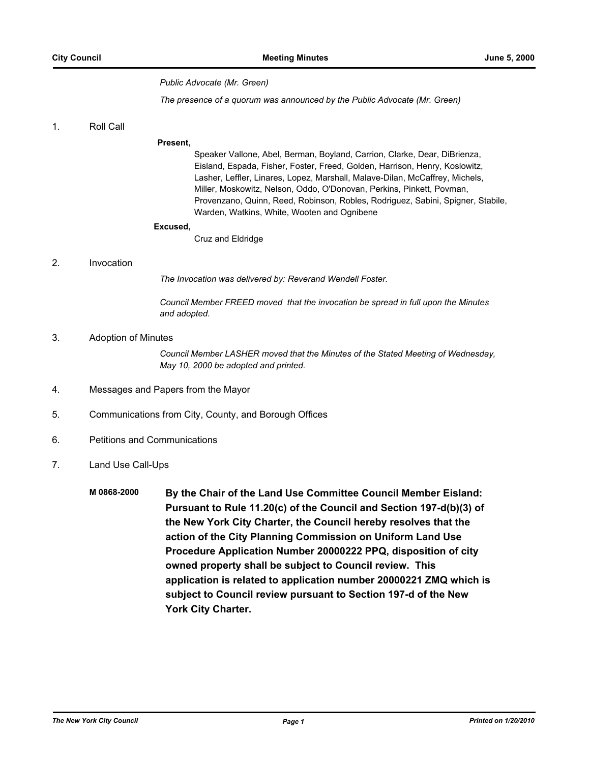*Public Advocate (Mr. Green)*

*The presence of a quorum was announced by the Public Advocate (Mr. Green)*

1. Roll Call

**Present,**

Speaker Vallone, Abel, Berman, Boyland, Carrion, Clarke, Dear, DiBrienza, Eisland, Espada, Fisher, Foster, Freed, Golden, Harrison, Henry, Koslowitz, Lasher, Leffler, Linares, Lopez, Marshall, Malave-Dilan, McCaffrey, Michels, Miller, Moskowitz, Nelson, Oddo, O'Donovan, Perkins, Pinkett, Povman, Provenzano, Quinn, Reed, Robinson, Robles, Rodriguez, Sabini, Spigner, Stabile, Warden, Watkins, White, Wooten and Ognibene

**Excused,**

Cruz and Eldridge

2. Invocation

*The Invocation was delivered by: Reverand Wendell Foster.*

*Council Member FREED moved that the invocation be spread in full upon the Minutes and adopted.*

3. Adoption of Minutes

*Council Member LASHER moved that the Minutes of the Stated Meeting of Wednesday, May 10, 2000 be adopted and printed.*

4. Messages and Papers from the Mayor

5. Communications from City, County, and Borough Offices

6. Petitions and Communications

7. Land Use Call-Ups

**M 0868-2000** **By the Chair of the Land Use Committee Council Member Eisland: Pursuant to Rule 11.20(c) of the Council and Section 197-d(b)(3) of the New York City Charter, the Council hereby resolves that the action of the City Planning Commission on Uniform Land Use Procedure Application Number 20000222 PPQ, disposition of city owned property shall be subject to Council review. This application is related to application number 20000221 ZMQ which is subject to Council review pursuant to Section 197-d of the New York City Charter.**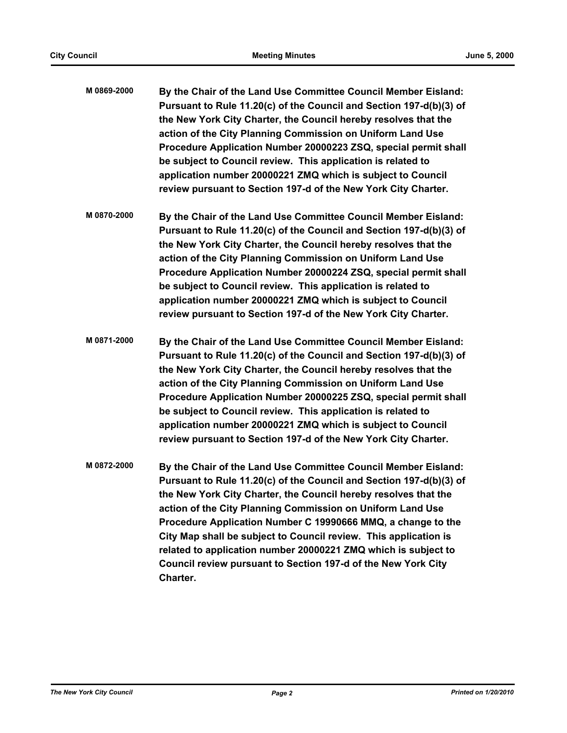M 0869-2000 **By the Chair of the Land Use Committee Council Member Eisland: Pursuant to Rule 11.20(c) of the Council and Section 197-d(b)(3) of the New York City Charter, the Council hereby resolves that the action of the City Planning Commission on Uniform Land Use Procedure Application Number 20000223 ZSQ, special permit shall be subject to Council review. This application is related to application number 20000221 ZMQ which is subject to Council review pursuant to Section 197-d of the New York City Charter.**

M 0870-2000 **By the Chair of the Land Use Committee Council Member Eisland: Pursuant to Rule 11.20(c) of the Council and Section 197-d(b)(3) of the New York City Charter, the Council hereby resolves that the action of the City Planning Commission on Uniform Land Use Procedure Application Number 20000224 ZSQ, special permit shall be subject to Council review. This application is related to application number 20000221 ZMQ which is subject to Council review pursuant to Section 197-d of the New York City Charter.**

M 0871-2000 **By the Chair of the Land Use Committee Council Member Eisland: Pursuant to Rule 11.20(c) of the Council and Section 197-d(b)(3) of the New York City Charter, the Council hereby resolves that the action of the City Planning Commission on Uniform Land Use Procedure Application Number 20000225 ZSQ, special permit shall be subject to Council review. This application is related to application number 20000221 ZMQ which is subject to Council review pursuant to Section 197-d of the New York City Charter.**

M 0872-2000 **By the Chair of the Land Use Committee Council Member Eisland: Pursuant to Rule 11.20(c) of the Council and Section 197-d(b)(3) of the New York City Charter, the Council hereby resolves that the action of the City Planning Commission on Uniform Land Use Procedure Application Number C 19990666 MMQ, a change to the City Map shall be subject to Council review. This application is related to application number 20000221 ZMQ which is subject to Council review pursuant to Section 197-d of the New York City Charter.**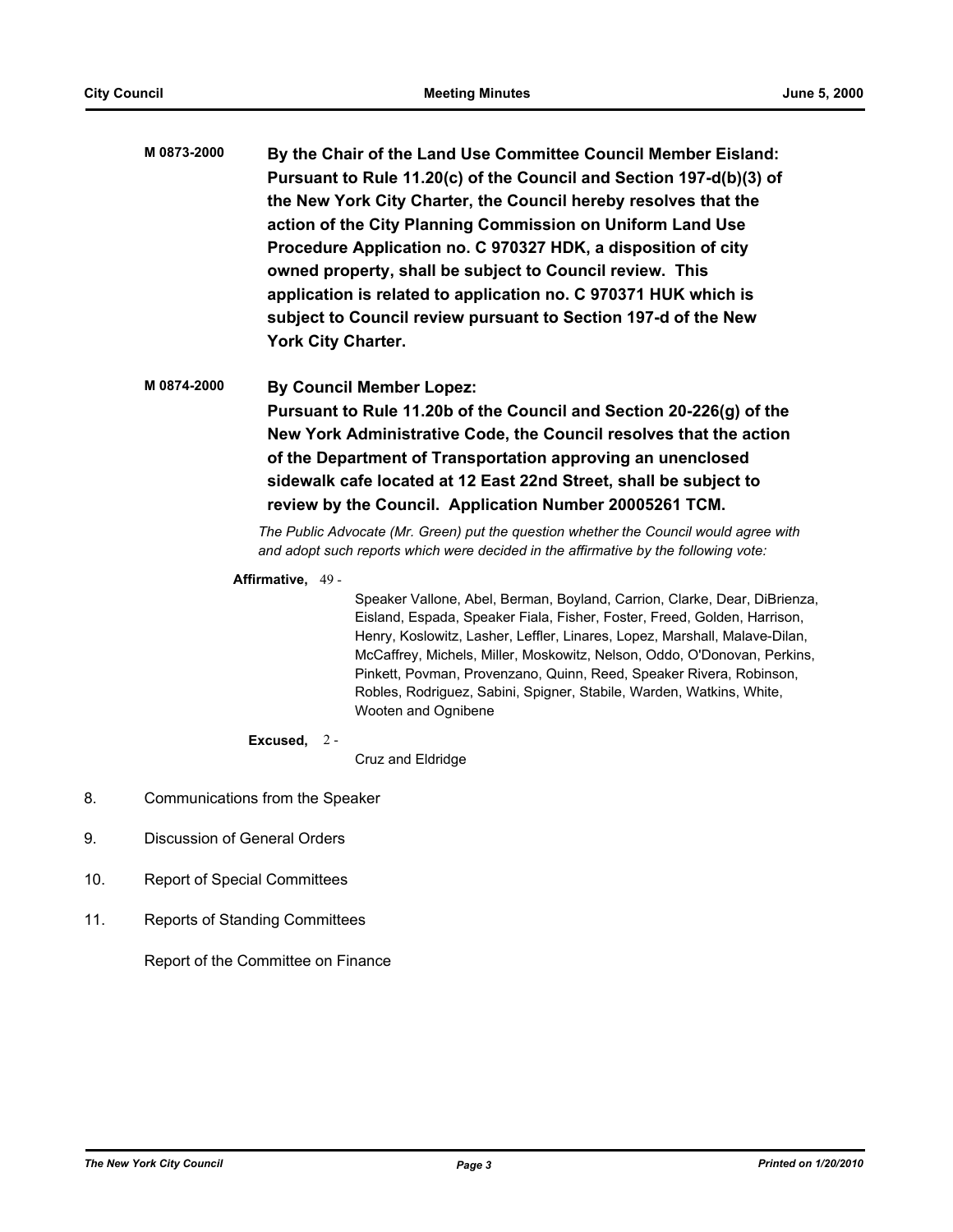**M 0873-2000** **By the Chair of the Land Use Committee Council Member Eisland: Pursuant to Rule 11.20(c) of the Council and Section 197-d(b)(3) of the New York City Charter, the Council hereby resolves that the action of the City Planning Commission on Uniform Land Use Procedure Application no. C 970327 HDK, a disposition of city owned property, shall be subject to Council review. This application is related to application no. C 970371 HUK which is subject to Council review pursuant to Section 197-d of the New York City Charter.**

**M 0874-2000** **By Council Member Lopez:**
**Pursuant to Rule 11.20b of the Council and Section 20-226(g) of the New York Administrative Code, the Council resolves that the action of the Department of Transportation approving an unenclosed sidewalk cafe located at 12 East 22nd Street, shall be subject to review by the Council. Application Number 20005261 TCM.**

*The Public Advocate (Mr. Green) put the question whether the Council would agree with and adopt such reports which were decided in the affirmative by the following vote:*

**Affirmative,** 49 -
Speaker Vallone, Abel, Berman, Boyland, Carrion, Clarke, Dear, DiBrienza, Eisland, Espada, Speaker Fiala, Fisher, Foster, Freed, Golden, Harrison, Henry, Koslowitz, Lasher, Leffler, Linares, Lopez, Marshall, Malave-Dilan, McCaffrey, Michels, Miller, Moskowitz, Nelson, Oddo, O'Donovan, Perkins, Pinkett, Povman, Provenzano, Quinn, Reed, Speaker Rivera, Robinson, Robles, Rodriguez, Sabini, Spigner, Stabile, Warden, Watkins, White, Wooten and Ognibene

**Excused,** 2 -
Cruz and Eldridge

8. Communications from the Speaker

9. Discussion of General Orders

10. Report of Special Committees

11. Reports of Standing Committees

Report of the Committee on Finance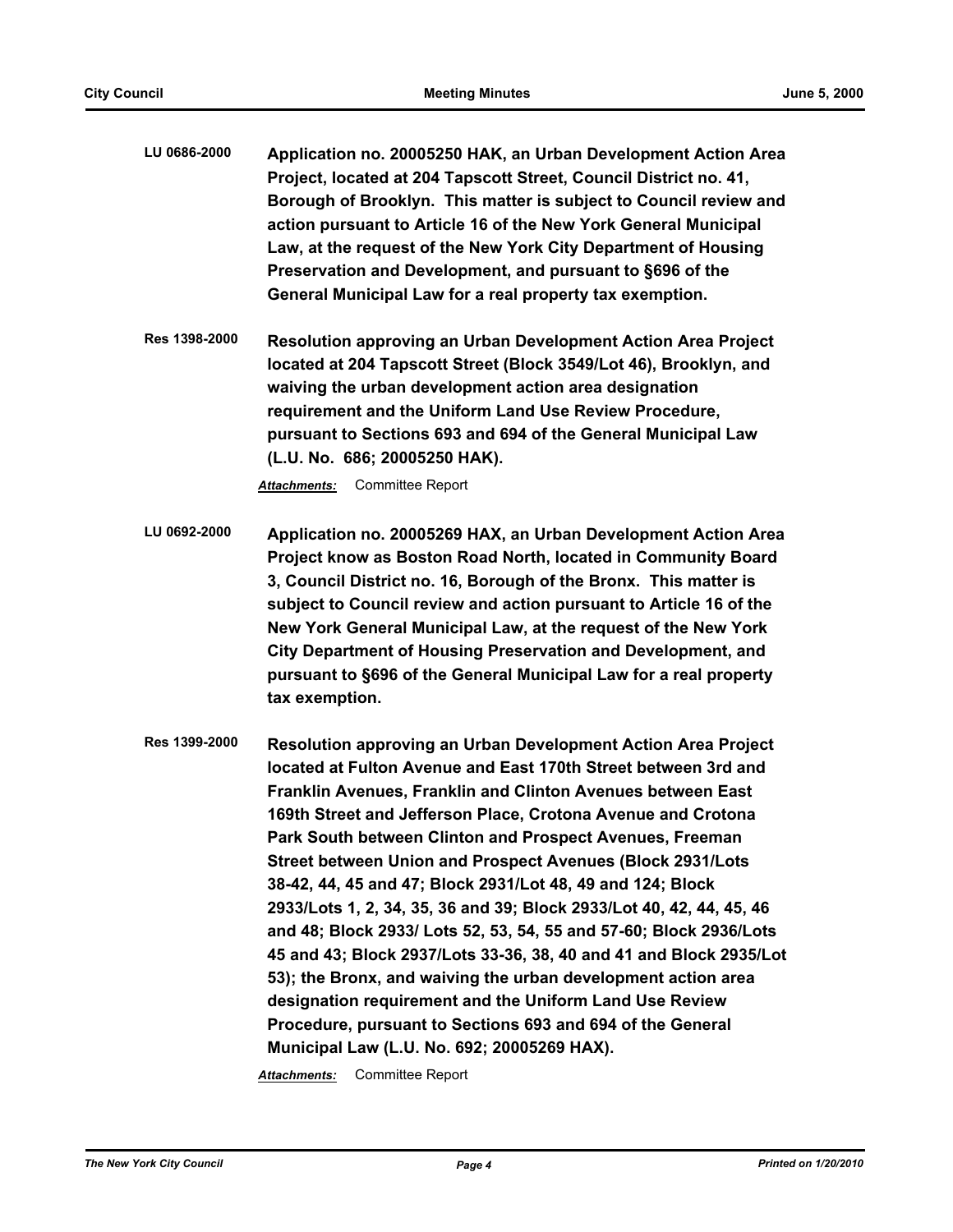**LU 0686-2000** **Application no. 20005250 HAK, an Urban Development Action Area Project, located at 204 Tapscott Street, Council District no. 41, Borough of Brooklyn. This matter is subject to Council review and action pursuant to Article 16 of the New York General Municipal Law, at the request of the New York City Department of Housing Preservation and Development, and pursuant to §696 of the General Municipal Law for a real property tax exemption.**

**Res 1398-2000** **Resolution approving an Urban Development Action Area Project located at 204 Tapscott Street (Block 3549/Lot 46), Brooklyn, and waiving the urban development action area designation requirement and the Uniform Land Use Review Procedure, pursuant to Sections 693 and 694 of the General Municipal Law (L.U. No. 686; 20005250 HAK).**

***Attachments:*** Committee Report

**LU 0692-2000** **Application no. 20005269 HAX, an Urban Development Action Area Project know as Boston Road North, located in Community Board 3, Council District no. 16, Borough of the Bronx. This matter is subject to Council review and action pursuant to Article 16 of the New York General Municipal Law, at the request of the New York City Department of Housing Preservation and Development, and pursuant to §696 of the General Municipal Law for a real property tax exemption.**

**Res 1399-2000** **Resolution approving an Urban Development Action Area Project located at Fulton Avenue and East 170th Street between 3rd and Franklin Avenues, Franklin and Clinton Avenues between East 169th Street and Jefferson Place, Crotona Avenue and Crotona Park South between Clinton and Prospect Avenues, Freeman Street between Union and Prospect Avenues (Block 2931/Lots 38-42, 44, 45 and 47; Block 2931/Lot 48, 49 and 124; Block 2933/Lots 1, 2, 34, 35, 36 and 39; Block 2933/Lot 40, 42, 44, 45, 46 and 48; Block 2933/ Lots 52, 53, 54, 55 and 57-60; Block 2936/Lots 45 and 43; Block 2937/Lots 33-36, 38, 40 and 41 and Block 2935/Lot 53); the Bronx, and waiving the urban development action area designation requirement and the Uniform Land Use Review Procedure, pursuant to Sections 693 and 694 of the General Municipal Law (L.U. No. 692; 20005269 HAX).**

***Attachments:*** Committee Report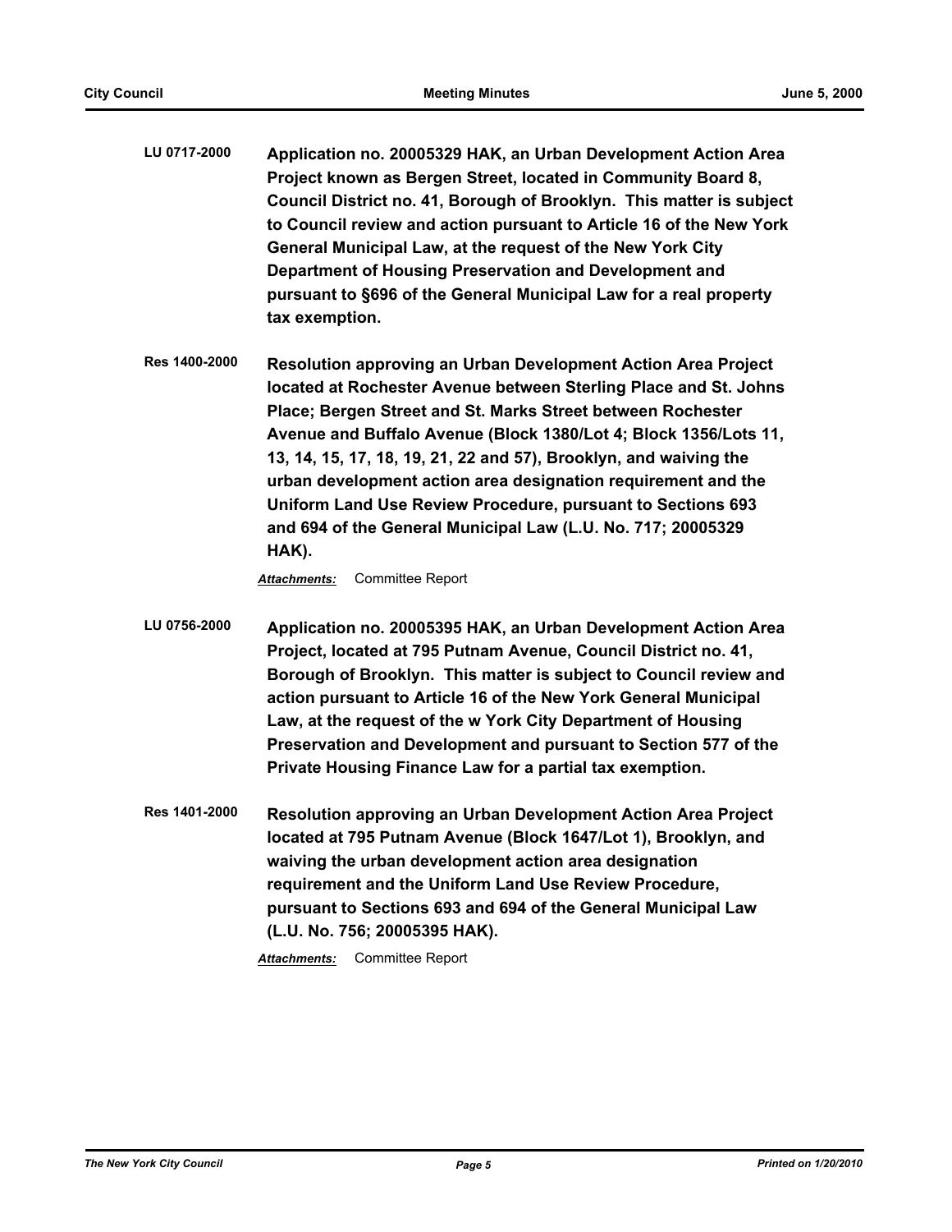**LU 0717-2000** **Application no. 20005329 HAK, an Urban Development Action Area Project known as Bergen Street, located in Community Board 8, Council District no. 41, Borough of Brooklyn. This matter is subject to Council review and action pursuant to Article 16 of the New York General Municipal Law, at the request of the New York City Department of Housing Preservation and Development and pursuant to §696 of the General Municipal Law for a real property tax exemption.**

**Res 1400-2000** **Resolution approving an Urban Development Action Area Project located at Rochester Avenue between Sterling Place and St. Johns Place; Bergen Street and St. Marks Street between Rochester Avenue and Buffalo Avenue (Block 1380/Lot 4; Block 1356/Lots 11, 13, 14, 15, 17, 18, 19, 21, 22 and 57), Brooklyn, and waiving the urban development action area designation requirement and the Uniform Land Use Review Procedure, pursuant to Sections 693 and 694 of the General Municipal Law (L.U. No. 717; 20005329 HAK).**

***Attachments:*** Committee Report

**LU 0756-2000** **Application no. 20005395 HAK, an Urban Development Action Area Project, located at 795 Putnam Avenue, Council District no. 41, Borough of Brooklyn. This matter is subject to Council review and action pursuant to Article 16 of the New York General Municipal Law, at the request of the w York City Department of Housing Preservation and Development and pursuant to Section 577 of the Private Housing Finance Law for a partial tax exemption.**

**Res 1401-2000** **Resolution approving an Urban Development Action Area Project located at 795 Putnam Avenue (Block 1647/Lot 1), Brooklyn, and waiving the urban development action area designation requirement and the Uniform Land Use Review Procedure, pursuant to Sections 693 and 694 of the General Municipal Law (L.U. No. 756; 20005395 HAK).**

***Attachments:*** Committee Report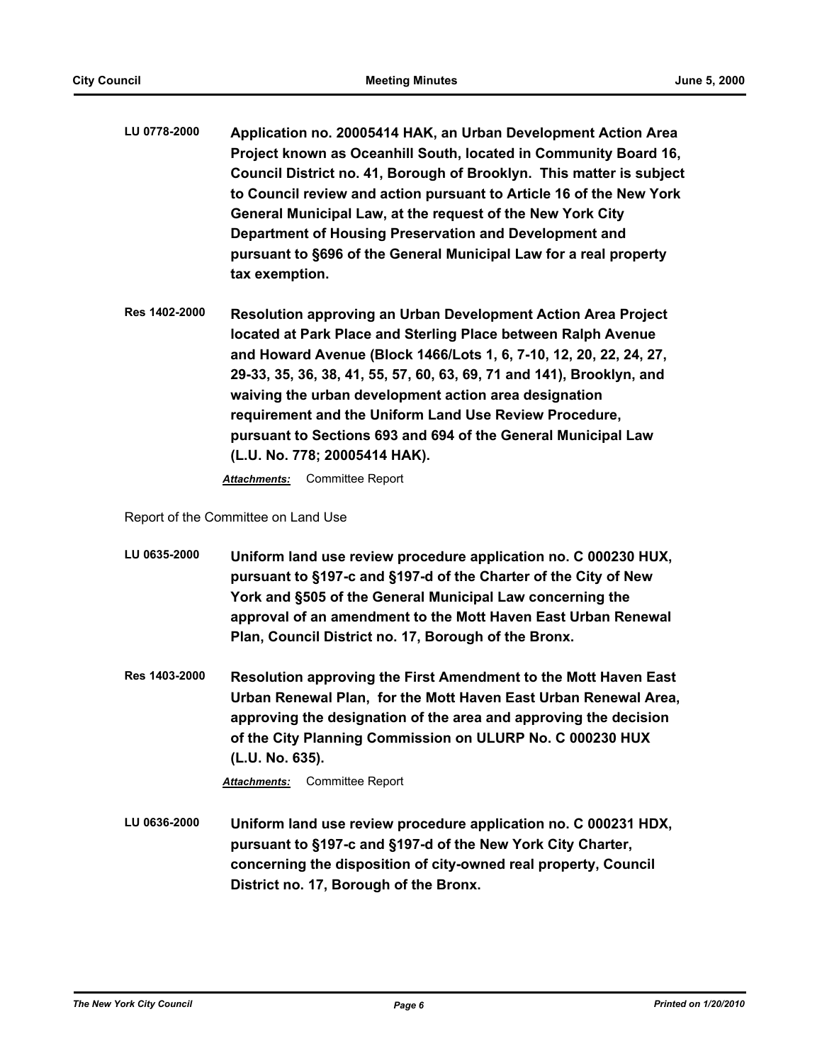**LU 0778-2000** **Application no. 20005414 HAK, an Urban Development Action Area Project known as Oceanhill South, located in Community Board 16, Council District no. 41, Borough of Brooklyn. This matter is subject to Council review and action pursuant to Article 16 of the New York General Municipal Law, at the request of the New York City Department of Housing Preservation and Development and pursuant to §696 of the General Municipal Law for a real property tax exemption.**

**Res 1402-2000** **Resolution approving an Urban Development Action Area Project located at Park Place and Sterling Place between Ralph Avenue and Howard Avenue (Block 1466/Lots 1, 6, 7-10, 12, 20, 22, 24, 27, 29-33, 35, 36, 38, 41, 55, 57, 60, 63, 69, 71 and 141), Brooklyn, and waiving the urban development action area designation requirement and the Uniform Land Use Review Procedure, pursuant to Sections 693 and 694 of the General Municipal Law (L.U. No. 778; 20005414 HAK).**

***Attachments:*** Committee Report

Report of the Committee on Land Use

**LU 0635-2000** **Uniform land use review procedure application no. C 000230 HUX, pursuant to §197-c and §197-d of the Charter of the City of New York and §505 of the General Municipal Law concerning the approval of an amendment to the Mott Haven East Urban Renewal Plan, Council District no. 17, Borough of the Bronx.**

**Res 1403-2000** **Resolution approving the First Amendment to the Mott Haven East Urban Renewal Plan, for the Mott Haven East Urban Renewal Area, approving the designation of the area and approving the decision of the City Planning Commission on ULURP No. C 000230 HUX (L.U. No. 635).**

***Attachments:*** Committee Report

**LU 0636-2000** **Uniform land use review procedure application no. C 000231 HDX, pursuant to §197-c and §197-d of the New York City Charter, concerning the disposition of city-owned real property, Council District no. 17, Borough of the Bronx.**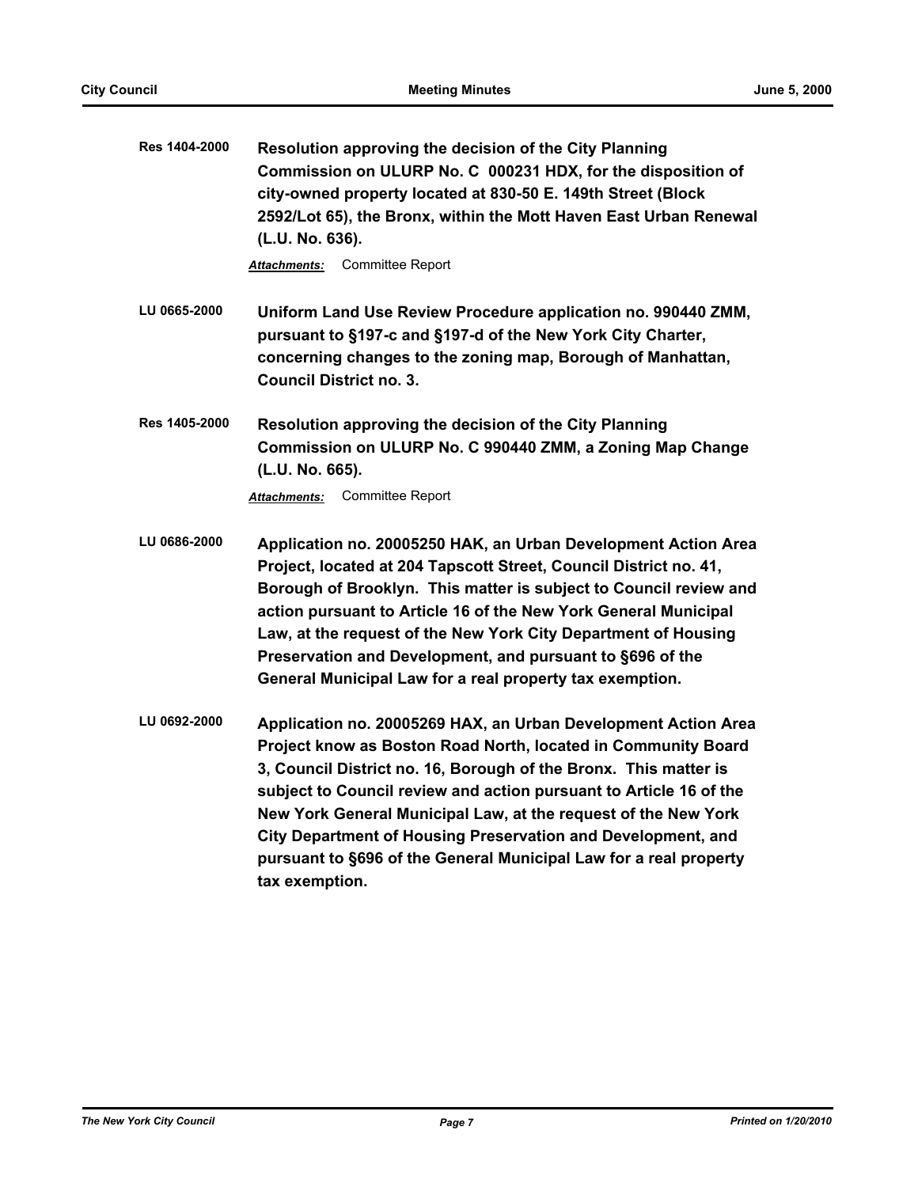**Res 1404-2000** **Resolution approving the decision of the City Planning Commission on ULURP No. C 000231 HDX, for the disposition of city-owned property located at 830-50 E. 149th Street (Block 2592/Lot 65), the Bronx, within the Mott Haven East Urban Renewal (L.U. No. 636).**

***Attachments:*** Committee Report

**LU 0665-2000** **Uniform Land Use Review Procedure application no. 990440 ZMM, pursuant to §197-c and §197-d of the New York City Charter, concerning changes to the zoning map, Borough of Manhattan, Council District no. 3.**

**Res 1405-2000** **Resolution approving the decision of the City Planning Commission on ULURP No. C 990440 ZMM, a Zoning Map Change (L.U. No. 665).**

***Attachments:*** Committee Report

**LU 0686-2000** **Application no. 20005250 HAK, an Urban Development Action Area Project, located at 204 Tapscott Street, Council District no. 41, Borough of Brooklyn. This matter is subject to Council review and action pursuant to Article 16 of the New York General Municipal Law, at the request of the New York City Department of Housing Preservation and Development, and pursuant to §696 of the General Municipal Law for a real property tax exemption.**

**LU 0692-2000** **Application no. 20005269 HAX, an Urban Development Action Area Project know as Boston Road North, located in Community Board 3, Council District no. 16, Borough of the Bronx. This matter is subject to Council review and action pursuant to Article 16 of the New York General Municipal Law, at the request of the New York City Department of Housing Preservation and Development, and pursuant to §696 of the General Municipal Law for a real property tax exemption.**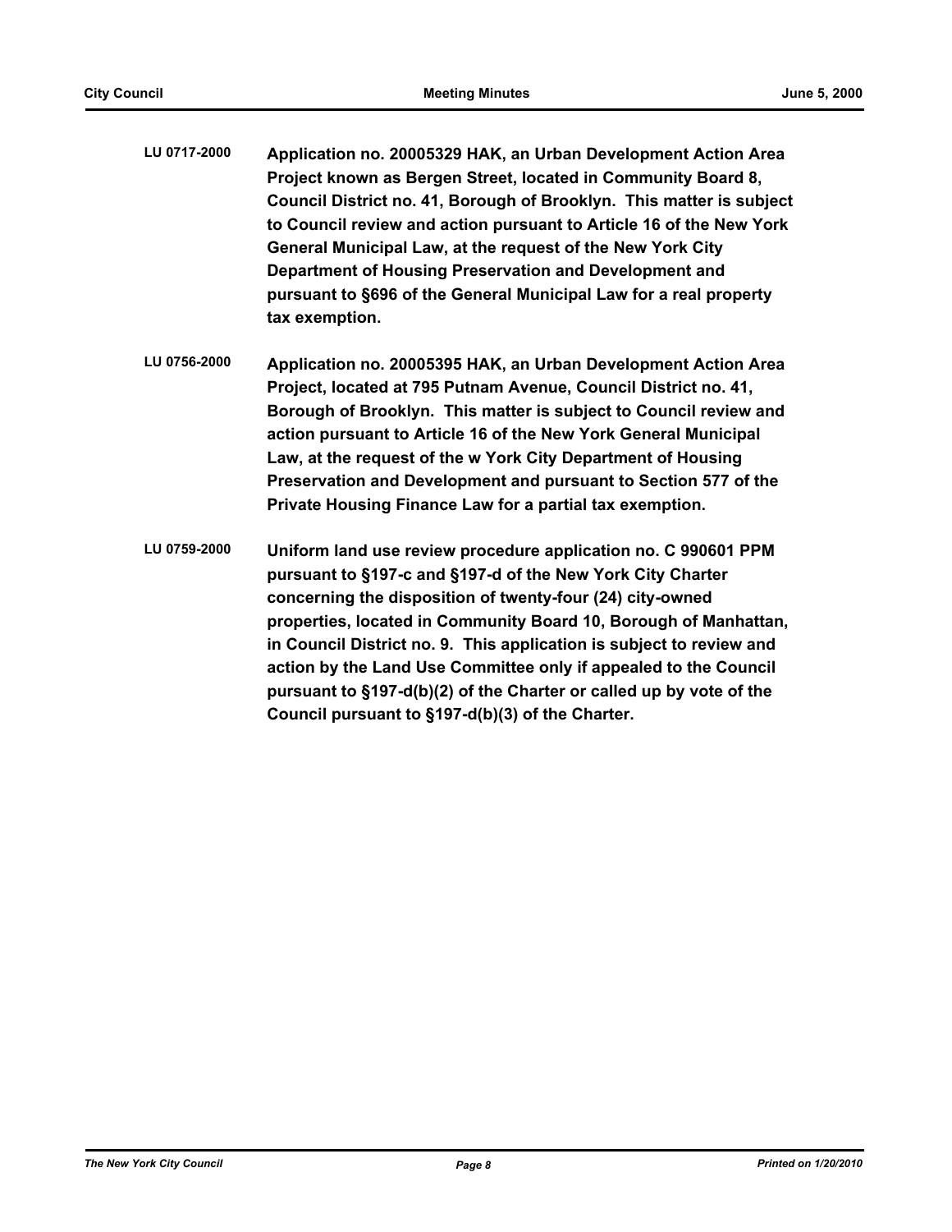**LU 0717-2000** **Application no. 20005329 HAK, an Urban Development Action Area Project known as Bergen Street, located in Community Board 8, Council District no. 41, Borough of Brooklyn. This matter is subject to Council review and action pursuant to Article 16 of the New York General Municipal Law, at the request of the New York City Department of Housing Preservation and Development and pursuant to §696 of the General Municipal Law for a real property tax exemption.**

**LU 0756-2000** **Application no. 20005395 HAK, an Urban Development Action Area Project, located at 795 Putnam Avenue, Council District no. 41, Borough of Brooklyn. This matter is subject to Council review and action pursuant to Article 16 of the New York General Municipal Law, at the request of the w York City Department of Housing Preservation and Development and pursuant to Section 577 of the Private Housing Finance Law for a partial tax exemption.**

**LU 0759-2000** **Uniform land use review procedure application no. C 990601 PPM pursuant to §197-c and §197-d of the New York City Charter concerning the disposition of twenty-four (24) city-owned properties, located in Community Board 10, Borough of Manhattan, in Council District no. 9. This application is subject to review and action by the Land Use Committee only if appealed to the Council pursuant to §197-d(b)(2) of the Charter or called up by vote of the Council pursuant to §197-d(b)(3) of the Charter.**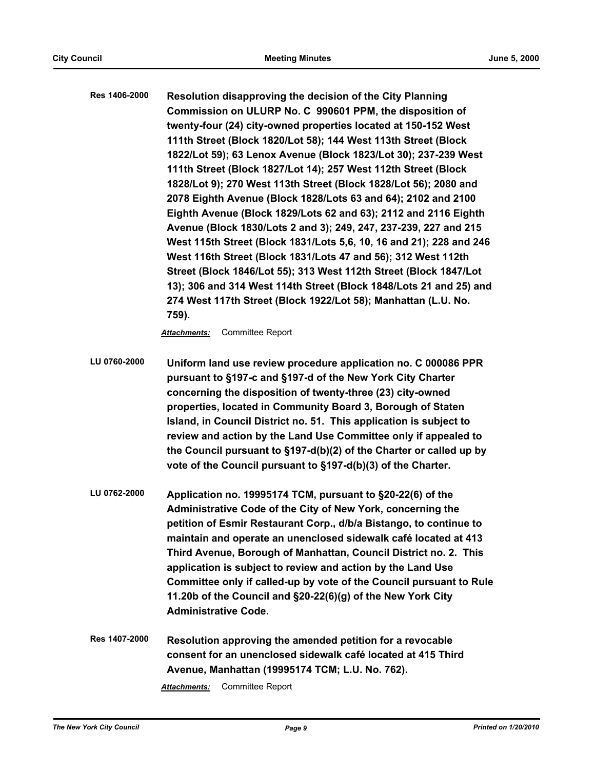**Res 1406-2000** **Resolution disapproving the decision of the City Planning Commission on ULURP No. C 990601 PPM, the disposition of twenty-four (24) city-owned properties located at 150-152 West 111th Street (Block 1820/Lot 58); 144 West 113th Street (Block 1822/Lot 59); 63 Lenox Avenue (Block 1823/Lot 30); 237-239 West 111th Street (Block 1827/Lot 14); 257 West 112th Street (Block 1828/Lot 9); 270 West 113th Street (Block 1828/Lot 56); 2080 and 2078 Eighth Avenue (Block 1828/Lots 63 and 64); 2102 and 2100 Eighth Avenue (Block 1829/Lots 62 and 63); 2112 and 2116 Eighth Avenue (Block 1830/Lots 2 and 3); 249, 247, 237-239, 227 and 215 West 115th Street (Block 1831/Lots 5,6, 10, 16 and 21); 228 and 246 West 116th Street (Block 1831/Lots 47 and 56); 312 West 112th Street (Block 1846/Lot 55); 313 West 112th Street (Block 1847/Lot 13); 306 and 314 West 114th Street (Block 1848/Lots 21 and 25) and 274 West 117th Street (Block 1922/Lot 58); Manhattan (L.U. No. 759).**

***Attachments:*** Committee Report

**LU 0760-2000** **Uniform land use review procedure application no. C 000086 PPR pursuant to §197-c and §197-d of the New York City Charter concerning the disposition of twenty-three (23) city-owned properties, located in Community Board 3, Borough of Staten Island, in Council District no. 51. This application is subject to review and action by the Land Use Committee only if appealed to the Council pursuant to §197-d(b)(2) of the Charter or called up by vote of the Council pursuant to §197-d(b)(3) of the Charter.**

**LU 0762-2000** **Application no. 19995174 TCM, pursuant to §20-22(6) of the Administrative Code of the City of New York, concerning the petition of Esmir Restaurant Corp., d/b/a Bistango, to continue to maintain and operate an unenclosed sidewalk café located at 413 Third Avenue, Borough of Manhattan, Council District no. 2. This application is subject to review and action by the Land Use Committee only if called-up by vote of the Council pursuant to Rule 11.20b of the Council and §20-22(6)(g) of the New York City Administrative Code.**

**Res 1407-2000** **Resolution approving the amended petition for a revocable consent for an unenclosed sidewalk café located at 415 Third Avenue, Manhattan (19995174 TCM; L.U. No. 762).**

***Attachments:*** Committee Report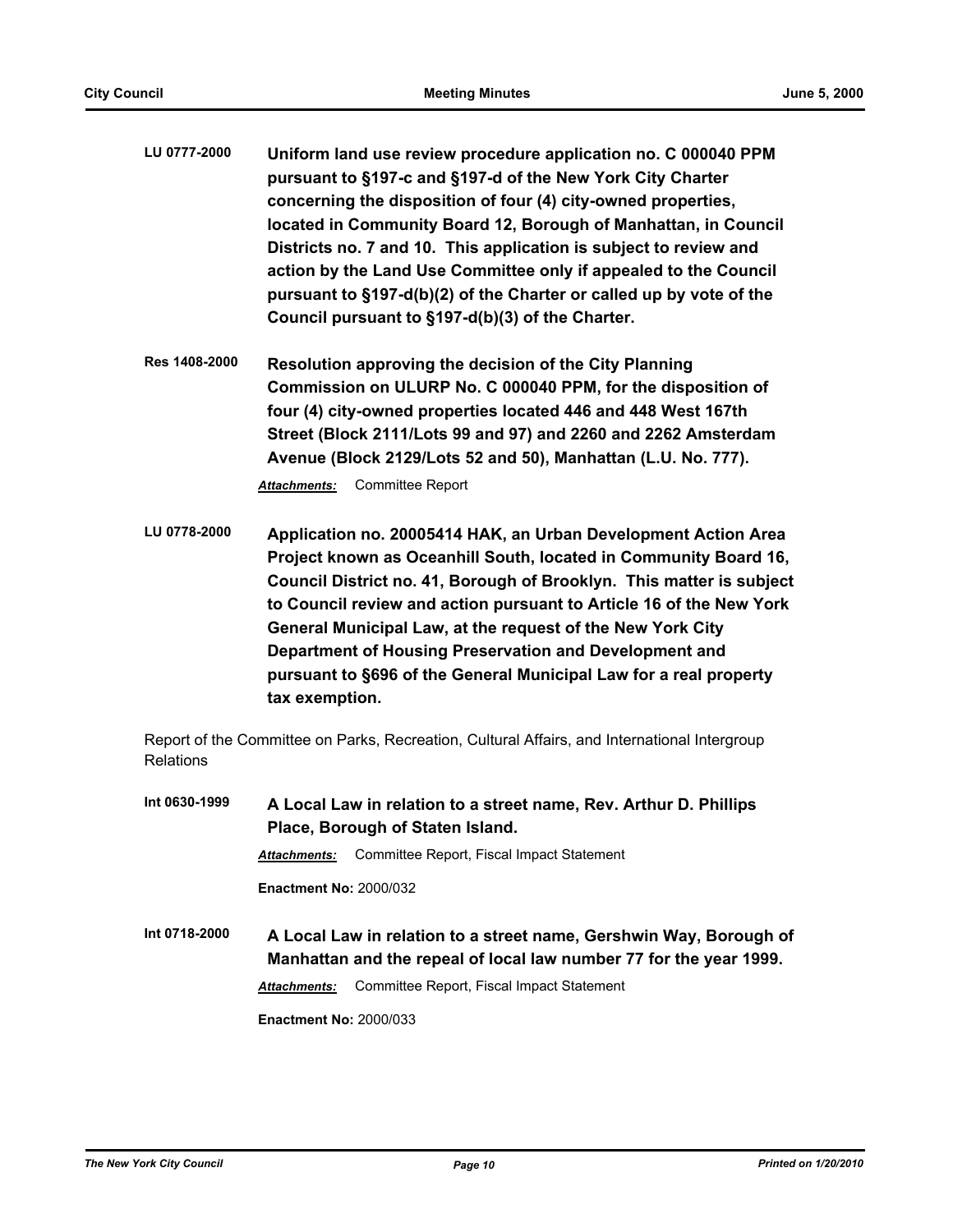**LU 0777-2000** **Uniform land use review procedure application no. C 000040 PPM pursuant to §197-c and §197-d of the New York City Charter concerning the disposition of four (4) city-owned properties, located in Community Board 12, Borough of Manhattan, in Council Districts no. 7 and 10. This application is subject to review and action by the Land Use Committee only if appealed to the Council pursuant to §197-d(b)(2) of the Charter or called up by vote of the Council pursuant to §197-d(b)(3) of the Charter.**

**Res 1408-2000** **Resolution approving the decision of the City Planning Commission on ULURP No. C 000040 PPM, for the disposition of four (4) city-owned properties located 446 and 448 West 167th Street (Block 2111/Lots 99 and 97) and 2260 and 2262 Amsterdam Avenue (Block 2129/Lots 52 and 50), Manhattan (L.U. No. 777).**

***Attachments:*** Committee Report

**LU 0778-2000** **Application no. 20005414 HAK, an Urban Development Action Area Project known as Oceanhill South, located in Community Board 16, Council District no. 41, Borough of Brooklyn. This matter is subject to Council review and action pursuant to Article 16 of the New York General Municipal Law, at the request of the New York City Department of Housing Preservation and Development and pursuant to §696 of the General Municipal Law for a real property tax exemption.**

Report of the Committee on Parks, Recreation, Cultural Affairs, and International Intergroup Relations

**Int 0630-1999** **A Local Law in relation to a street name, Rev. Arthur D. Phillips Place, Borough of Staten Island.**

***Attachments:*** Committee Report, Fiscal Impact Statement

**Enactment No:** 2000/032

**Int 0718-2000** **A Local Law in relation to a street name, Gershwin Way, Borough of Manhattan and the repeal of local law number 77 for the year 1999.**

***Attachments:*** Committee Report, Fiscal Impact Statement

**Enactment No:** 2000/033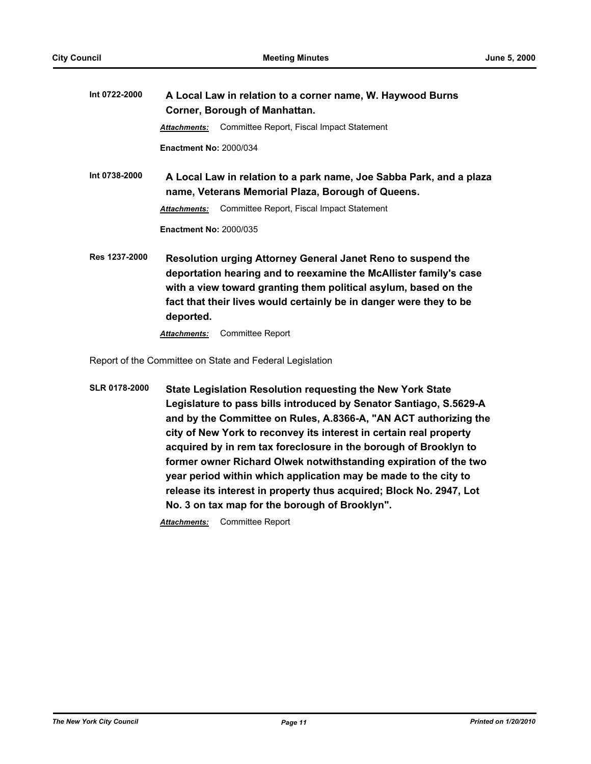**Int 0722-2000** **A Local Law in relation to a corner name, W. Haywood Burns Corner, Borough of Manhattan.**

***Attachments:*** Committee Report, Fiscal Impact Statement

**Enactment No:** 2000/034

**Int 0738-2000** **A Local Law in relation to a park name, Joe Sabba Park, and a plaza name, Veterans Memorial Plaza, Borough of Queens.**

***Attachments:*** Committee Report, Fiscal Impact Statement

**Enactment No:** 2000/035

**Res 1237-2000** **Resolution urging Attorney General Janet Reno to suspend the deportation hearing and to reexamine the McAllister family's case with a view toward granting them political asylum, based on the fact that their lives would certainly be in danger were they to be deported.**

***Attachments:*** Committee Report

Report of the Committee on State and Federal Legislation

**SLR 0178-2000** **State Legislation Resolution requesting the New York State Legislature to pass bills introduced by Senator Santiago, S.5629-A and by the Committee on Rules, A.8366-A, "AN ACT authorizing the city of New York to reconvey its interest in certain real property acquired by in rem tax foreclosure in the borough of Brooklyn to former owner Richard Olwek notwithstanding expiration of the two year period within which application may be made to the city to release its interest in property thus acquired; Block No. 2947, Lot No. 3 on tax map for the borough of Brooklyn".**

***Attachments:*** Committee Report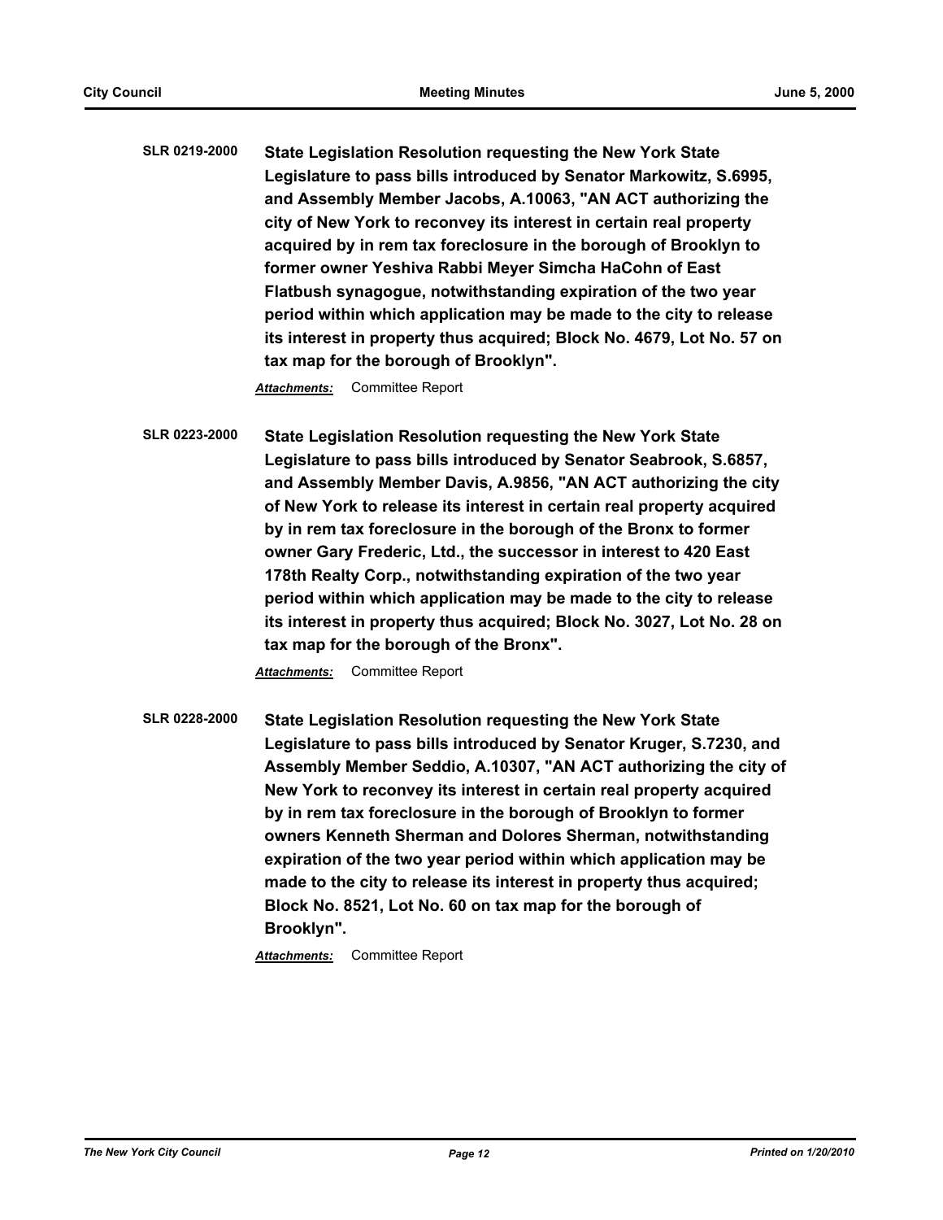**SLR 0219-2000** **State Legislation Resolution requesting the New York State Legislature to pass bills introduced by Senator Markowitz, S.6995, and Assembly Member Jacobs, A.10063, "AN ACT authorizing the city of New York to reconvey its interest in certain real property acquired by in rem tax foreclosure in the borough of Brooklyn to former owner Yeshiva Rabbi Meyer Simcha HaCohn of East Flatbush synagogue, notwithstanding expiration of the two year period within which application may be made to the city to release its interest in property thus acquired; Block No. 4679, Lot No. 57 on tax map for the borough of Brooklyn".**

***Attachments:*** Committee Report

**SLR 0223-2000** **State Legislation Resolution requesting the New York State Legislature to pass bills introduced by Senator Seabrook, S.6857, and Assembly Member Davis, A.9856, "AN ACT authorizing the city of New York to release its interest in certain real property acquired by in rem tax foreclosure in the borough of the Bronx to former owner Gary Frederic, Ltd., the successor in interest to 420 East 178th Realty Corp., notwithstanding expiration of the two year period within which application may be made to the city to release its interest in property thus acquired; Block No. 3027, Lot No. 28 on tax map for the borough of the Bronx".**

***Attachments:*** Committee Report

**SLR 0228-2000** **State Legislation Resolution requesting the New York State Legislature to pass bills introduced by Senator Kruger, S.7230, and Assembly Member Seddio, A.10307, "AN ACT authorizing the city of New York to reconvey its interest in certain real property acquired by in rem tax foreclosure in the borough of Brooklyn to former owners Kenneth Sherman and Dolores Sherman, notwithstanding expiration of the two year period within which application may be made to the city to release its interest in property thus acquired; Block No. 8521, Lot No. 60 on tax map for the borough of Brooklyn".**

***Attachments:*** Committee Report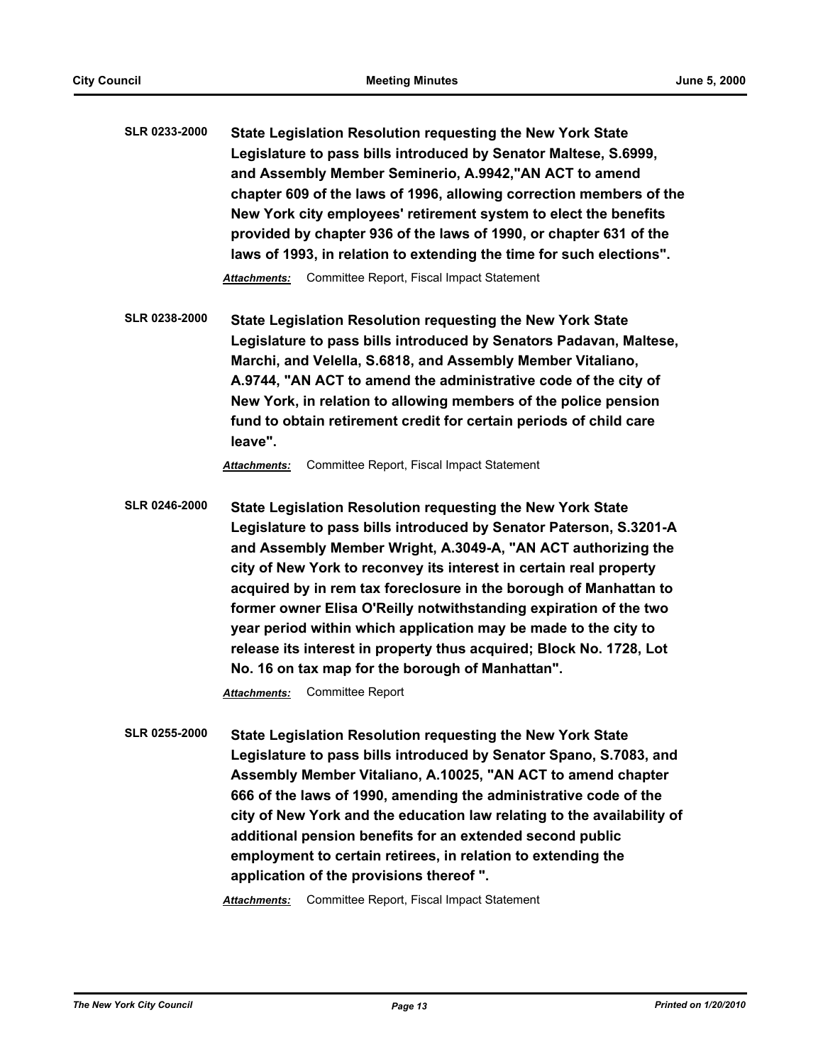**SLR 0233-2000** **State Legislation Resolution requesting the New York State Legislature to pass bills introduced by Senator Maltese, S.6999, and Assembly Member Seminerio, A.9942,"AN ACT to amend chapter 609 of the laws of 1996, allowing correction members of the New York city employees' retirement system to elect the benefits provided by chapter 936 of the laws of 1990, or chapter 631 of the laws of 1993, in relation to extending the time for such elections".**

***Attachments:*** Committee Report, Fiscal Impact Statement

**SLR 0238-2000** **State Legislation Resolution requesting the New York State Legislature to pass bills introduced by Senators Padavan, Maltese, Marchi, and Velella, S.6818, and Assembly Member Vitaliano, A.9744, "AN ACT to amend the administrative code of the city of New York, in relation to allowing members of the police pension fund to obtain retirement credit for certain periods of child care leave".**

***Attachments:*** Committee Report, Fiscal Impact Statement

**SLR 0246-2000** **State Legislation Resolution requesting the New York State Legislature to pass bills introduced by Senator Paterson, S.3201-A and Assembly Member Wright, A.3049-A, "AN ACT authorizing the city of New York to reconvey its interest in certain real property acquired by in rem tax foreclosure in the borough of Manhattan to former owner Elisa O'Reilly notwithstanding expiration of the two year period within which application may be made to the city to release its interest in property thus acquired; Block No. 1728, Lot No. 16 on tax map for the borough of Manhattan".**

***Attachments:*** Committee Report

**SLR 0255-2000** **State Legislation Resolution requesting the New York State Legislature to pass bills introduced by Senator Spano, S.7083, and Assembly Member Vitaliano, A.10025, "AN ACT to amend chapter 666 of the laws of 1990, amending the administrative code of the city of New York and the education law relating to the availability of additional pension benefits for an extended second public employment to certain retirees, in relation to extending the application of the provisions thereof ".**

***Attachments:*** Committee Report, Fiscal Impact Statement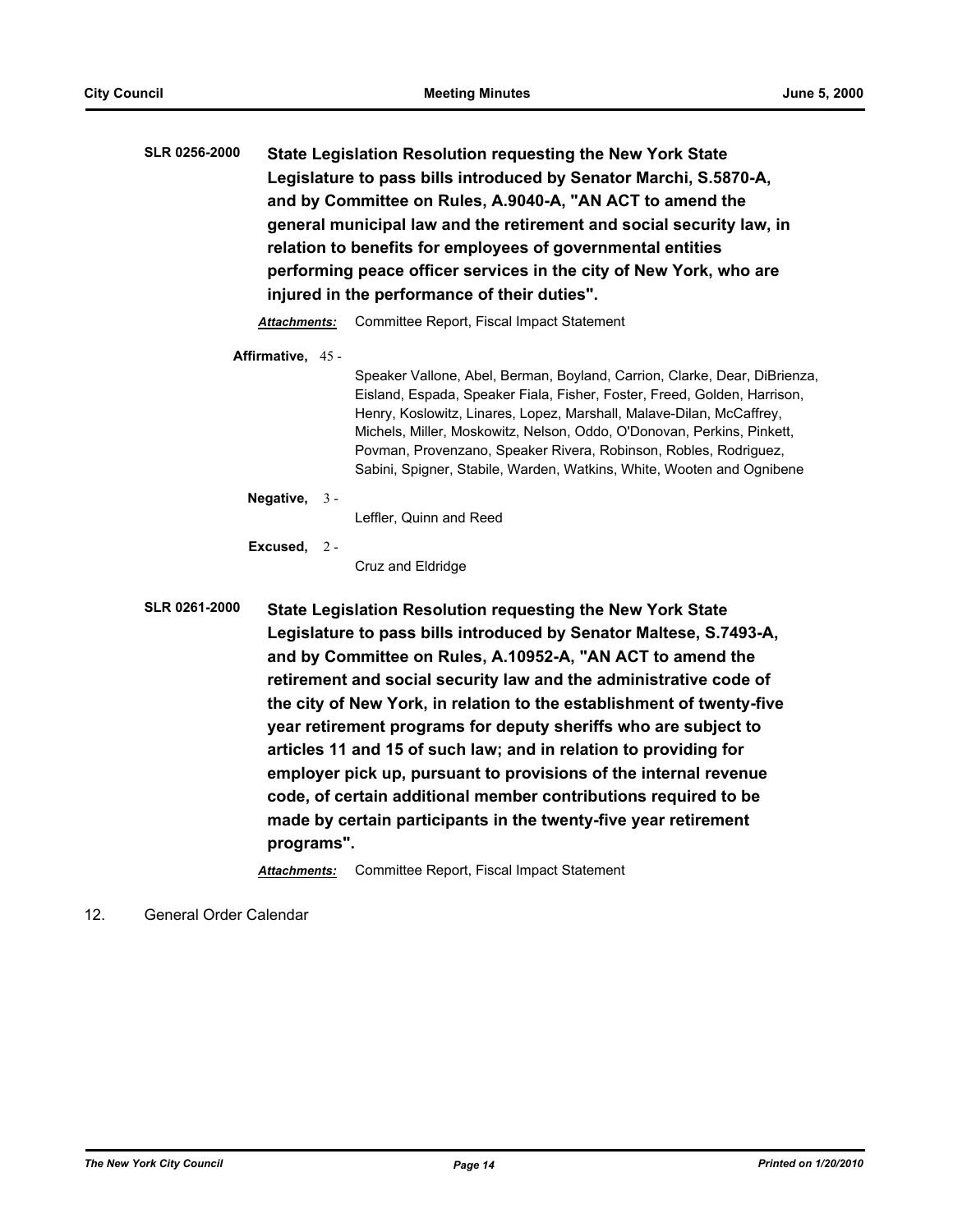**SLR 0256-2000** **State Legislation Resolution requesting the New York State Legislature to pass bills introduced by Senator Marchi, S.5870-A, and by Committee on Rules, A.9040-A, "AN ACT to amend the general municipal law and the retirement and social security law, in relation to benefits for employees of governmental entities performing peace officer services in the city of New York, who are injured in the performance of their duties".**

***Attachments:*** Committee Report, Fiscal Impact Statement

**Affirmative,** 45 -

Speaker Vallone, Abel, Berman, Boyland, Carrion, Clarke, Dear, DiBrienza, Eisland, Espada, Speaker Fiala, Fisher, Foster, Freed, Golden, Harrison, Henry, Koslowitz, Linares, Lopez, Marshall, Malave-Dilan, McCaffrey, Michels, Miller, Moskowitz, Nelson, Oddo, O'Donovan, Perkins, Pinkett, Povman, Provenzano, Speaker Rivera, Robinson, Robles, Rodriguez, Sabini, Spigner, Stabile, Warden, Watkins, White, Wooten and Ognibene

**Negative,** 3 -

Leffler, Quinn and Reed

**Excused,** 2 -

Cruz and Eldridge

**SLR 0261-2000** **State Legislation Resolution requesting the New York State Legislature to pass bills introduced by Senator Maltese, S.7493-A, and by Committee on Rules, A.10952-A, "AN ACT to amend the retirement and social security law and the administrative code of the city of New York, in relation to the establishment of twenty-five year retirement programs for deputy sheriffs who are subject to articles 11 and 15 of such law; and in relation to providing for employer pick up, pursuant to provisions of the internal revenue code, of certain additional member contributions required to be made by certain participants in the twenty-five year retirement programs".**

***Attachments:*** Committee Report, Fiscal Impact Statement

12. General Order Calendar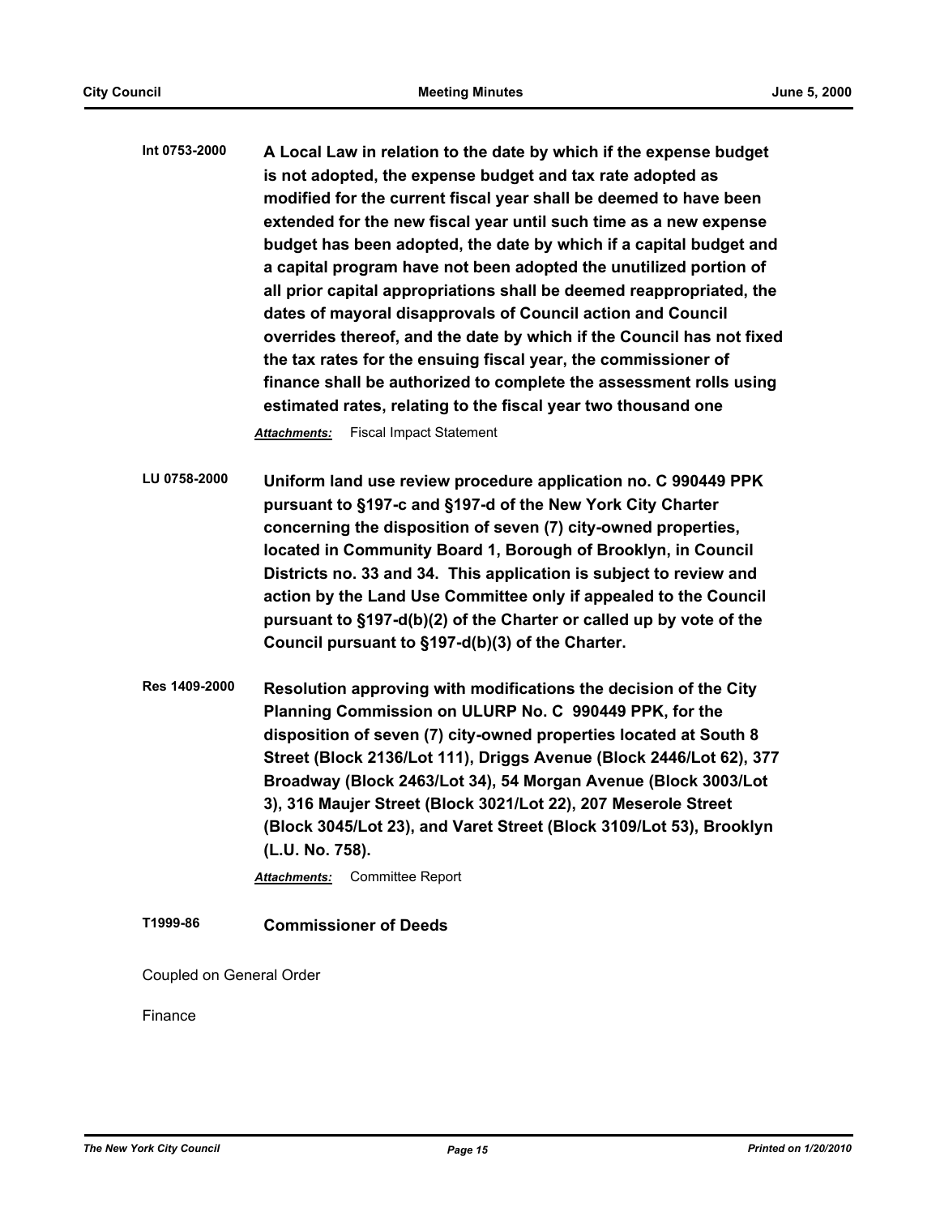**Int 0753-2000** **A Local Law in relation to the date by which if the expense budget is not adopted, the expense budget and tax rate adopted as modified for the current fiscal year shall be deemed to have been extended for the new fiscal year until such time as a new expense budget has been adopted, the date by which if a capital budget and a capital program have not been adopted the unutilized portion of all prior capital appropriations shall be deemed reappropriated, the dates of mayoral disapprovals of Council action and Council overrides thereof, and the date by which if the Council has not fixed the tax rates for the ensuing fiscal year, the commissioner of finance shall be authorized to complete the assessment rolls using estimated rates, relating to the fiscal year two thousand one**

***Attachments:*** Fiscal Impact Statement

**LU 0758-2000** **Uniform land use review procedure application no. C 990449 PPK pursuant to §197-c and §197-d of the New York City Charter concerning the disposition of seven (7) city-owned properties, located in Community Board 1, Borough of Brooklyn, in Council Districts no. 33 and 34. This application is subject to review and action by the Land Use Committee only if appealed to the Council pursuant to §197-d(b)(2) of the Charter or called up by vote of the Council pursuant to §197-d(b)(3) of the Charter.**

**Res 1409-2000** **Resolution approving with modifications the decision of the City Planning Commission on ULURP No. C 990449 PPK, for the disposition of seven (7) city-owned properties located at South 8 Street (Block 2136/Lot 111), Driggs Avenue (Block 2446/Lot 62), 377 Broadway (Block 2463/Lot 34), 54 Morgan Avenue (Block 3003/Lot 3), 316 Maujer Street (Block 3021/Lot 22), 207 Meserole Street (Block 3045/Lot 23), and Varet Street (Block 3109/Lot 53), Brooklyn (L.U. No. 758).**

***Attachments:*** Committee Report

**T1999-86** **Commissioner of Deeds**

Coupled on General Order

Finance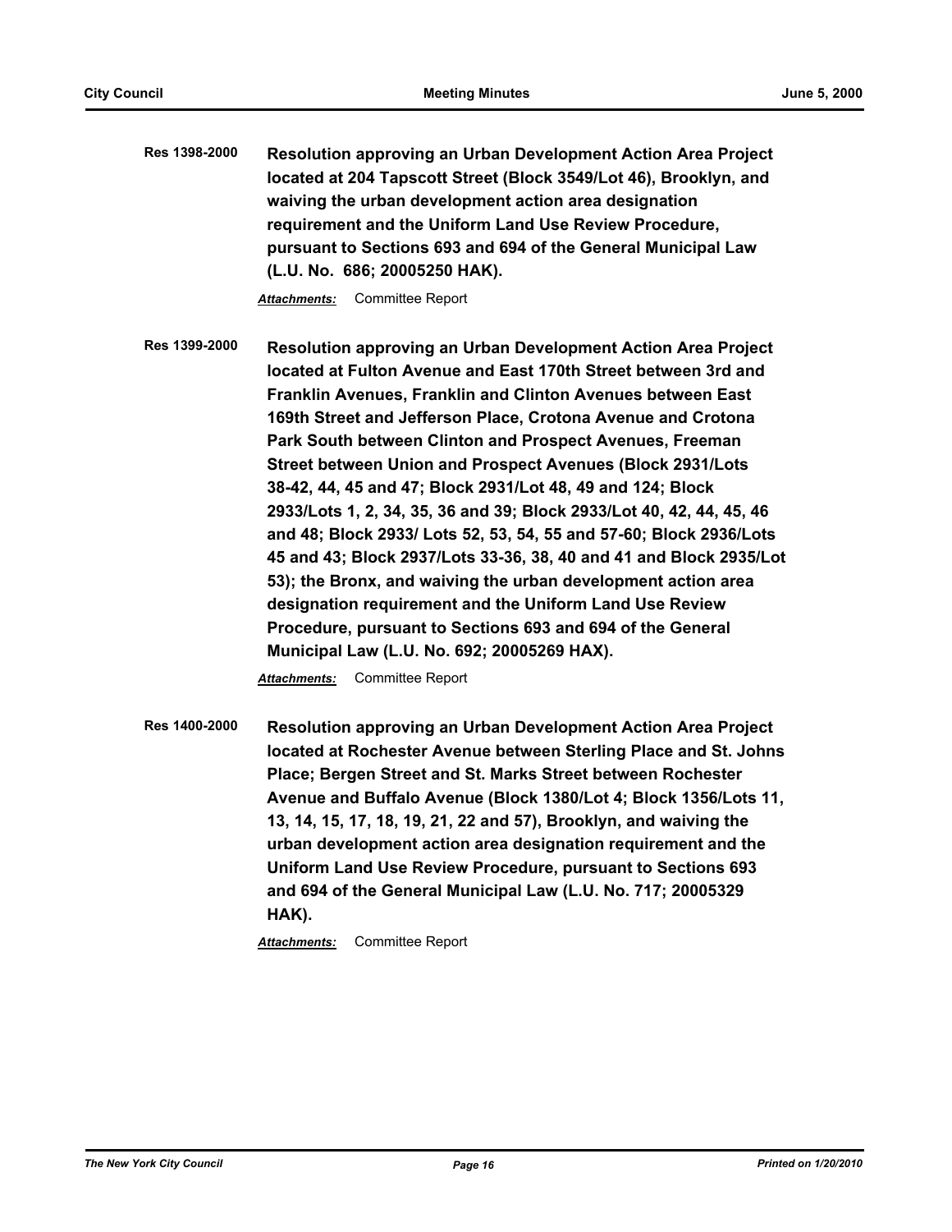**Res 1398-2000** **Resolution approving an Urban Development Action Area Project located at 204 Tapscott Street (Block 3549/Lot 46), Brooklyn, and waiving the urban development action area designation requirement and the Uniform Land Use Review Procedure, pursuant to Sections 693 and 694 of the General Municipal Law (L.U. No. 686; 20005250 HAK).**

***Attachments:*** Committee Report

**Res 1399-2000** **Resolution approving an Urban Development Action Area Project located at Fulton Avenue and East 170th Street between 3rd and Franklin Avenues, Franklin and Clinton Avenues between East 169th Street and Jefferson Place, Crotona Avenue and Crotona Park South between Clinton and Prospect Avenues, Freeman Street between Union and Prospect Avenues (Block 2931/Lots 38-42, 44, 45 and 47; Block 2931/Lot 48, 49 and 124; Block 2933/Lots 1, 2, 34, 35, 36 and 39; Block 2933/Lot 40, 42, 44, 45, 46 and 48; Block 2933/ Lots 52, 53, 54, 55 and 57-60; Block 2936/Lots 45 and 43; Block 2937/Lots 33-36, 38, 40 and 41 and Block 2935/Lot 53); the Bronx, and waiving the urban development action area designation requirement and the Uniform Land Use Review Procedure, pursuant to Sections 693 and 694 of the General Municipal Law (L.U. No. 692; 20005269 HAX).**

***Attachments:*** Committee Report

**Res 1400-2000** **Resolution approving an Urban Development Action Area Project located at Rochester Avenue between Sterling Place and St. Johns Place; Bergen Street and St. Marks Street between Rochester Avenue and Buffalo Avenue (Block 1380/Lot 4; Block 1356/Lots 11, 13, 14, 15, 17, 18, 19, 21, 22 and 57), Brooklyn, and waiving the urban development action area designation requirement and the Uniform Land Use Review Procedure, pursuant to Sections 693 and 694 of the General Municipal Law (L.U. No. 717; 20005329 HAK).**

***Attachments:*** Committee Report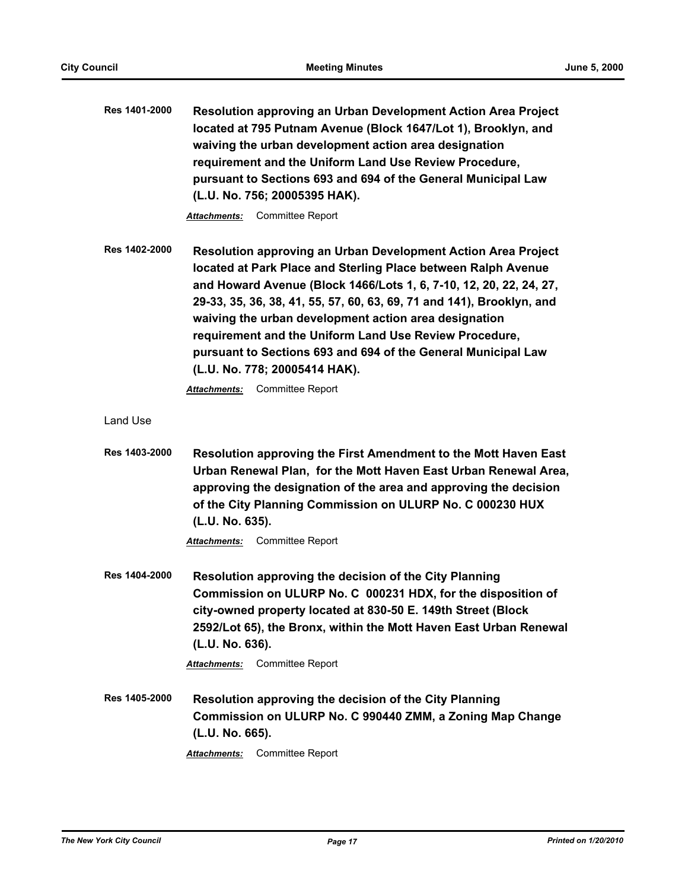**Res 1401-2000** **Resolution approving an Urban Development Action Area Project located at 795 Putnam Avenue (Block 1647/Lot 1), Brooklyn, and waiving the urban development action area designation requirement and the Uniform Land Use Review Procedure, pursuant to Sections 693 and 694 of the General Municipal Law (L.U. No. 756; 20005395 HAK).**

***Attachments:*** Committee Report

**Res 1402-2000** **Resolution approving an Urban Development Action Area Project located at Park Place and Sterling Place between Ralph Avenue and Howard Avenue (Block 1466/Lots 1, 6, 7-10, 12, 20, 22, 24, 27, 29-33, 35, 36, 38, 41, 55, 57, 60, 63, 69, 71 and 141), Brooklyn, and waiving the urban development action area designation requirement and the Uniform Land Use Review Procedure, pursuant to Sections 693 and 694 of the General Municipal Law (L.U. No. 778; 20005414 HAK).**

***Attachments:*** Committee Report

Land Use

**Res 1403-2000** **Resolution approving the First Amendment to the Mott Haven East Urban Renewal Plan, for the Mott Haven East Urban Renewal Area, approving the designation of the area and approving the decision of the City Planning Commission on ULURP No. C 000230 HUX (L.U. No. 635).**

***Attachments:*** Committee Report

**Res 1404-2000** **Resolution approving the decision of the City Planning Commission on ULURP No. C 000231 HDX, for the disposition of city-owned property located at 830-50 E. 149th Street (Block 2592/Lot 65), the Bronx, within the Mott Haven East Urban Renewal (L.U. No. 636).**

***Attachments:*** Committee Report

**Res 1405-2000** **Resolution approving the decision of the City Planning Commission on ULURP No. C 990440 ZMM, a Zoning Map Change (L.U. No. 665).**

***Attachments:*** Committee Report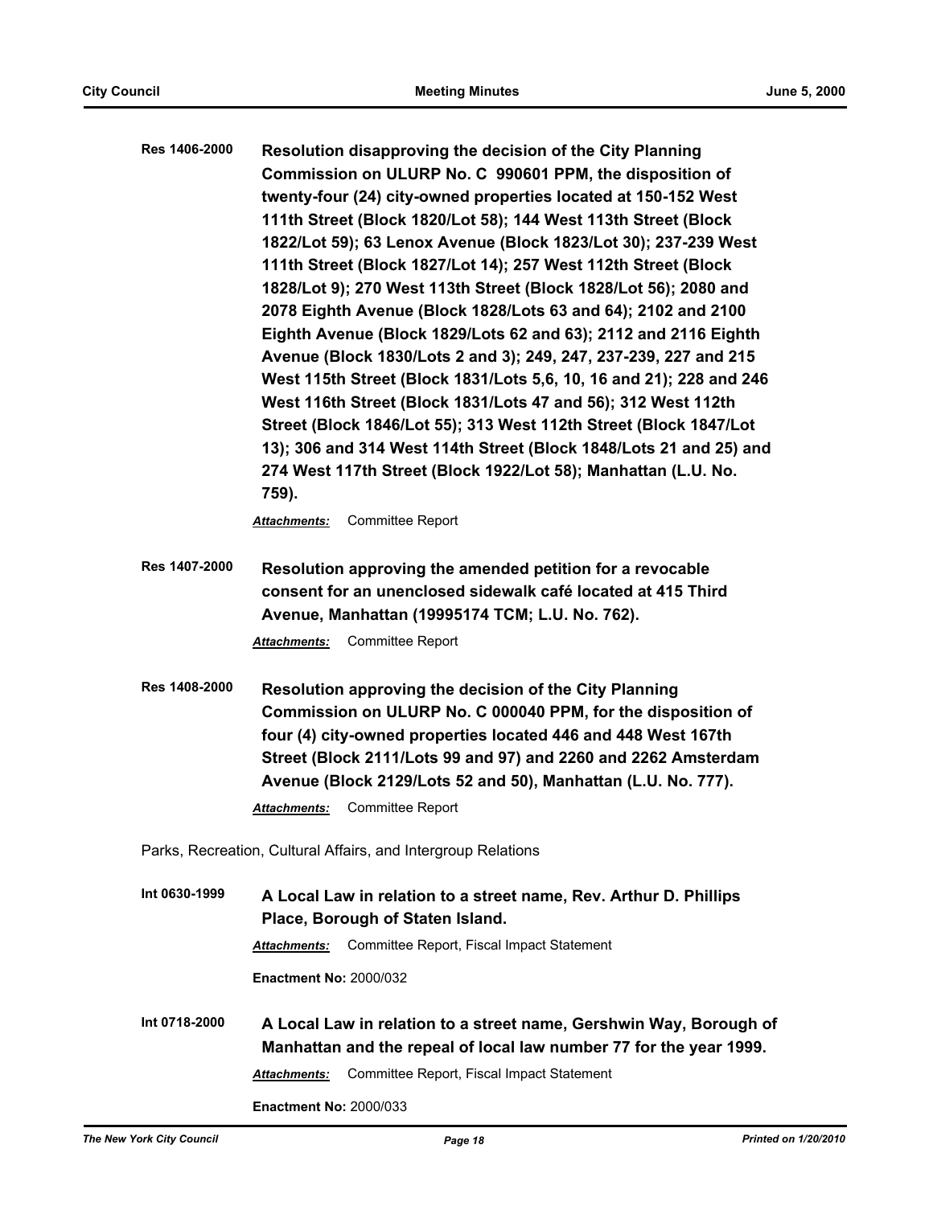**Res 1406-2000** **Resolution disapproving the decision of the City Planning Commission on ULURP No. C 990601 PPM, the disposition of twenty-four (24) city-owned properties located at 150-152 West 111th Street (Block 1820/Lot 58); 144 West 113th Street (Block 1822/Lot 59); 63 Lenox Avenue (Block 1823/Lot 30); 237-239 West 111th Street (Block 1827/Lot 14); 257 West 112th Street (Block 1828/Lot 9); 270 West 113th Street (Block 1828/Lot 56); 2080 and 2078 Eighth Avenue (Block 1828/Lots 63 and 64); 2102 and 2100 Eighth Avenue (Block 1829/Lots 62 and 63); 2112 and 2116 Eighth Avenue (Block 1830/Lots 2 and 3); 249, 247, 237-239, 227 and 215 West 115th Street (Block 1831/Lots 5,6, 10, 16 and 21); 228 and 246 West 116th Street (Block 1831/Lots 47 and 56); 312 West 112th Street (Block 1846/Lot 55); 313 West 112th Street (Block 1847/Lot 13); 306 and 314 West 114th Street (Block 1848/Lots 21 and 25) and 274 West 117th Street (Block 1922/Lot 58); Manhattan (L.U. No. 759).**

***Attachments:*** Committee Report

**Res 1407-2000** **Resolution approving the amended petition for a revocable consent for an unenclosed sidewalk café located at 415 Third Avenue, Manhattan (19995174 TCM; L.U. No. 762).**

***Attachments:*** Committee Report

**Res 1408-2000** **Resolution approving the decision of the City Planning Commission on ULURP No. C 000040 PPM, for the disposition of four (4) city-owned properties located 446 and 448 West 167th Street (Block 2111/Lots 99 and 97) and 2260 and 2262 Amsterdam Avenue (Block 2129/Lots 52 and 50), Manhattan (L.U. No. 777).**

***Attachments:*** Committee Report

Parks, Recreation, Cultural Affairs, and Intergroup Relations

**Int 0630-1999** **A Local Law in relation to a street name, Rev. Arthur D. Phillips Place, Borough of Staten Island.**

***Attachments:*** Committee Report, Fiscal Impact Statement

**Enactment No:** 2000/032

**Int 0718-2000** **A Local Law in relation to a street name, Gershwin Way, Borough of Manhattan and the repeal of local law number 77 for the year 1999.**

***Attachments:*** Committee Report, Fiscal Impact Statement

**Enactment No:** 2000/033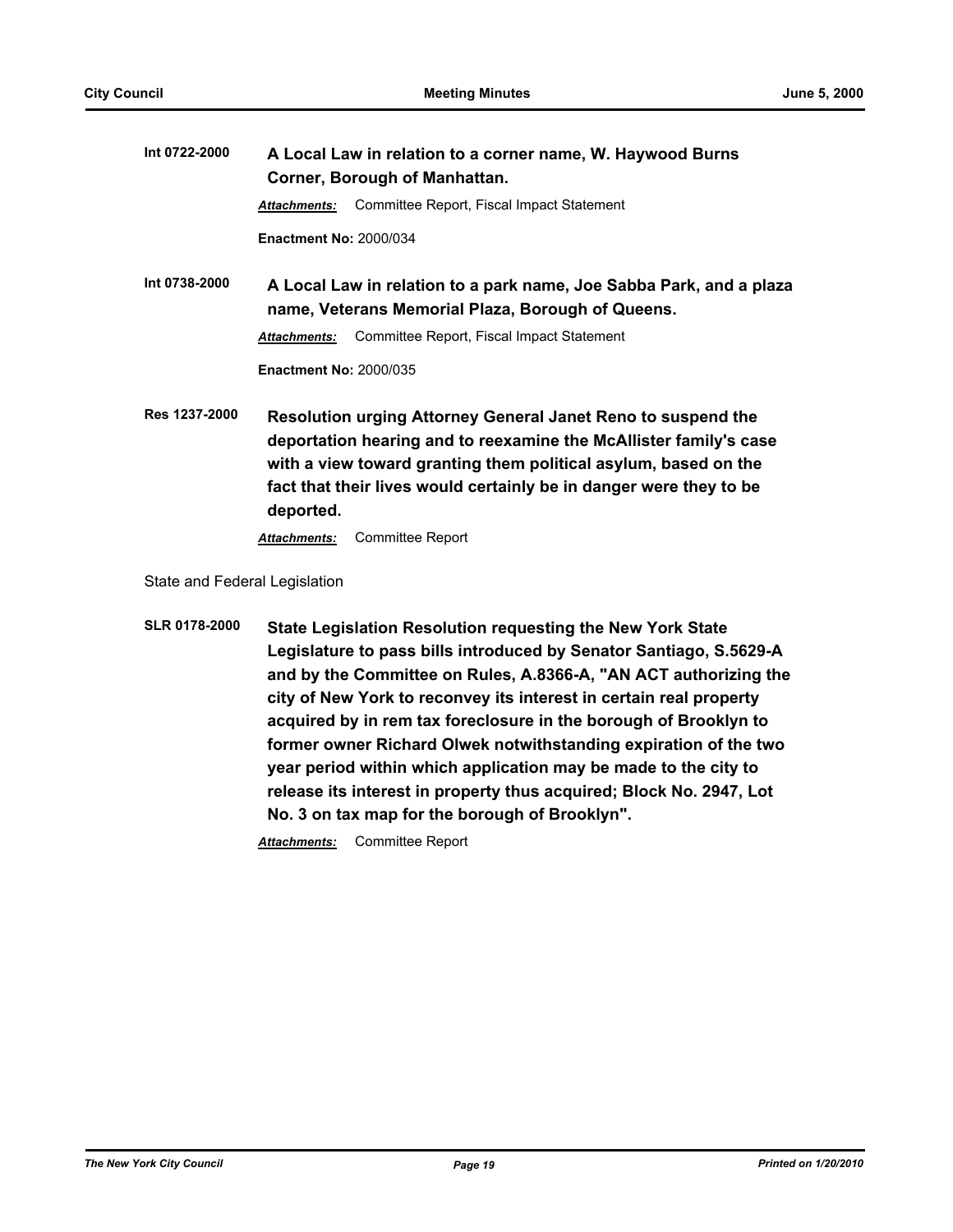**Int 0722-2000** **A Local Law in relation to a corner name, W. Haywood Burns Corner, Borough of Manhattan.**

***Attachments:*** Committee Report, Fiscal Impact Statement

**Enactment No:** 2000/034

**Int 0738-2000** **A Local Law in relation to a park name, Joe Sabba Park, and a plaza name, Veterans Memorial Plaza, Borough of Queens.**

***Attachments:*** Committee Report, Fiscal Impact Statement

**Enactment No:** 2000/035

**Res 1237-2000** **Resolution urging Attorney General Janet Reno to suspend the deportation hearing and to reexamine the McAllister family's case with a view toward granting them political asylum, based on the fact that their lives would certainly be in danger were they to be deported.**

***Attachments:*** Committee Report

State and Federal Legislation

**SLR 0178-2000** **State Legislation Resolution requesting the New York State Legislature to pass bills introduced by Senator Santiago, S.5629-A and by the Committee on Rules, A.8366-A, "AN ACT authorizing the city of New York to reconvey its interest in certain real property acquired by in rem tax foreclosure in the borough of Brooklyn to former owner Richard Olwek notwithstanding expiration of the two year period within which application may be made to the city to release its interest in property thus acquired; Block No. 2947, Lot No. 3 on tax map for the borough of Brooklyn".**

***Attachments:*** Committee Report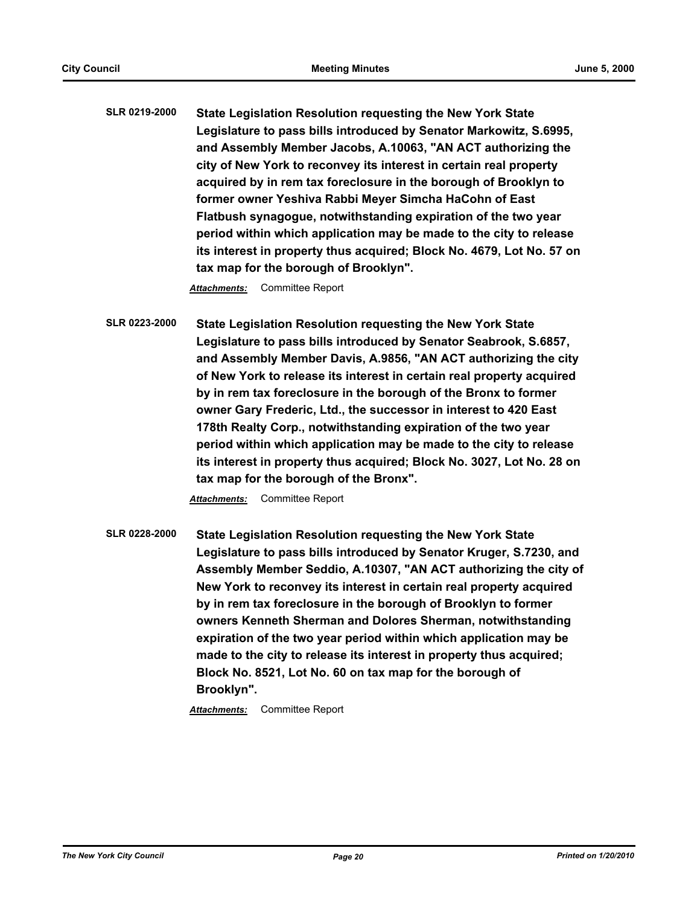**SLR 0219-2000** **State Legislation Resolution requesting the New York State Legislature to pass bills introduced by Senator Markowitz, S.6995, and Assembly Member Jacobs, A.10063, "AN ACT authorizing the city of New York to reconvey its interest in certain real property acquired by in rem tax foreclosure in the borough of Brooklyn to former owner Yeshiva Rabbi Meyer Simcha HaCohn of East Flatbush synagogue, notwithstanding expiration of the two year period within which application may be made to the city to release its interest in property thus acquired; Block No. 4679, Lot No. 57 on tax map for the borough of Brooklyn".**

***Attachments:*** Committee Report

**SLR 0223-2000** **State Legislation Resolution requesting the New York State Legislature to pass bills introduced by Senator Seabrook, S.6857, and Assembly Member Davis, A.9856, "AN ACT authorizing the city of New York to release its interest in certain real property acquired by in rem tax foreclosure in the borough of the Bronx to former owner Gary Frederic, Ltd., the successor in interest to 420 East 178th Realty Corp., notwithstanding expiration of the two year period within which application may be made to the city to release its interest in property thus acquired; Block No. 3027, Lot No. 28 on tax map for the borough of the Bronx".**

***Attachments:*** Committee Report

**SLR 0228-2000** **State Legislation Resolution requesting the New York State Legislature to pass bills introduced by Senator Kruger, S.7230, and Assembly Member Seddio, A.10307, "AN ACT authorizing the city of New York to reconvey its interest in certain real property acquired by in rem tax foreclosure in the borough of Brooklyn to former owners Kenneth Sherman and Dolores Sherman, notwithstanding expiration of the two year period within which application may be made to the city to release its interest in property thus acquired; Block No. 8521, Lot No. 60 on tax map for the borough of Brooklyn".**

***Attachments:*** Committee Report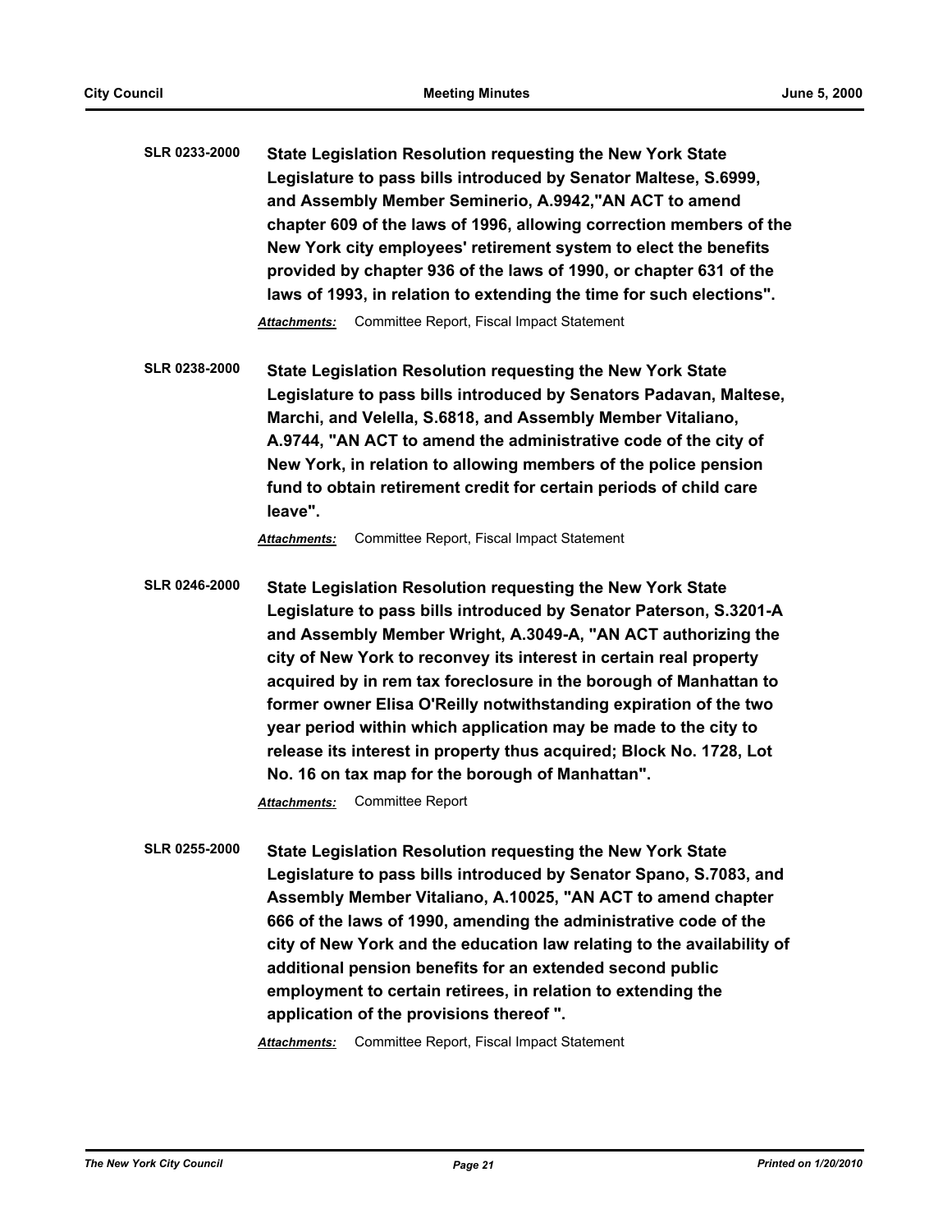**SLR 0233-2000** **State Legislation Resolution requesting the New York State Legislature to pass bills introduced by Senator Maltese, S.6999, and Assembly Member Seminerio, A.9942,"AN ACT to amend chapter 609 of the laws of 1996, allowing correction members of the New York city employees' retirement system to elect the benefits provided by chapter 936 of the laws of 1990, or chapter 631 of the laws of 1993, in relation to extending the time for such elections".**

***Attachments:*** Committee Report, Fiscal Impact Statement

**SLR 0238-2000** **State Legislation Resolution requesting the New York State Legislature to pass bills introduced by Senators Padavan, Maltese, Marchi, and Velella, S.6818, and Assembly Member Vitaliano, A.9744, "AN ACT to amend the administrative code of the city of New York, in relation to allowing members of the police pension fund to obtain retirement credit for certain periods of child care leave".**

***Attachments:*** Committee Report, Fiscal Impact Statement

**SLR 0246-2000** **State Legislation Resolution requesting the New York State Legislature to pass bills introduced by Senator Paterson, S.3201-A and Assembly Member Wright, A.3049-A, "AN ACT authorizing the city of New York to reconvey its interest in certain real property acquired by in rem tax foreclosure in the borough of Manhattan to former owner Elisa O'Reilly notwithstanding expiration of the two year period within which application may be made to the city to release its interest in property thus acquired; Block No. 1728, Lot No. 16 on tax map for the borough of Manhattan".**

***Attachments:*** Committee Report

**SLR 0255-2000** **State Legislation Resolution requesting the New York State Legislature to pass bills introduced by Senator Spano, S.7083, and Assembly Member Vitaliano, A.10025, "AN ACT to amend chapter 666 of the laws of 1990, amending the administrative code of the city of New York and the education law relating to the availability of additional pension benefits for an extended second public employment to certain retirees, in relation to extending the application of the provisions thereof ".**

***Attachments:*** Committee Report, Fiscal Impact Statement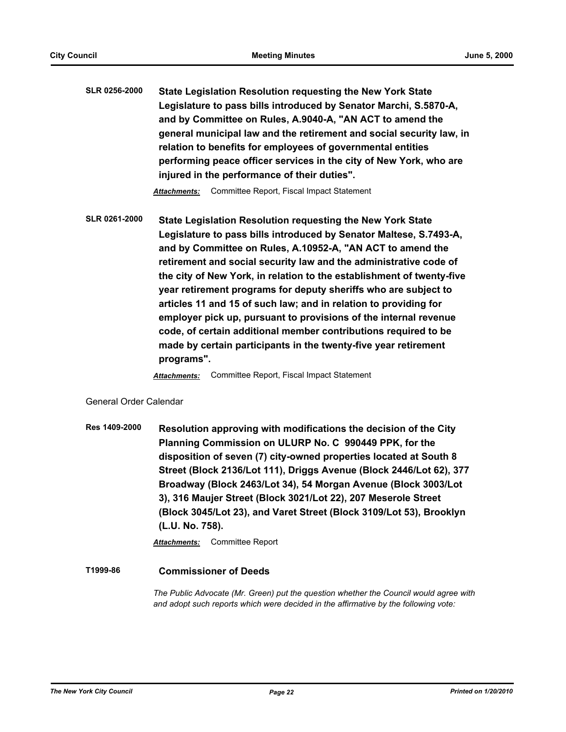**SLR 0256-2000** **State Legislation Resolution requesting the New York State Legislature to pass bills introduced by Senator Marchi, S.5870-A, and by Committee on Rules, A.9040-A, "AN ACT to amend the general municipal law and the retirement and social security law, in relation to benefits for employees of governmental entities performing peace officer services in the city of New York, who are injured in the performance of their duties".**

***Attachments:*** Committee Report, Fiscal Impact Statement

**SLR 0261-2000** **State Legislation Resolution requesting the New York State Legislature to pass bills introduced by Senator Maltese, S.7493-A, and by Committee on Rules, A.10952-A, "AN ACT to amend the retirement and social security law and the administrative code of the city of New York, in relation to the establishment of twenty-five year retirement programs for deputy sheriffs who are subject to articles 11 and 15 of such law; and in relation to providing for employer pick up, pursuant to provisions of the internal revenue code, of certain additional member contributions required to be made by certain participants in the twenty-five year retirement programs".**

***Attachments:*** Committee Report, Fiscal Impact Statement

General Order Calendar

**Res 1409-2000** **Resolution approving with modifications the decision of the City Planning Commission on ULURP No. C 990449 PPK, for the disposition of seven (7) city-owned properties located at South 8 Street (Block 2136/Lot 111), Driggs Avenue (Block 2446/Lot 62), 377 Broadway (Block 2463/Lot 34), 54 Morgan Avenue (Block 3003/Lot 3), 316 Maujer Street (Block 3021/Lot 22), 207 Meserole Street (Block 3045/Lot 23), and Varet Street (Block 3109/Lot 53), Brooklyn (L.U. No. 758).**

***Attachments:*** Committee Report

**T1999-86** **Commissioner of Deeds**

*The Public Advocate (Mr. Green) put the question whether the Council would agree with and adopt such reports which were decided in the affirmative by the following vote:*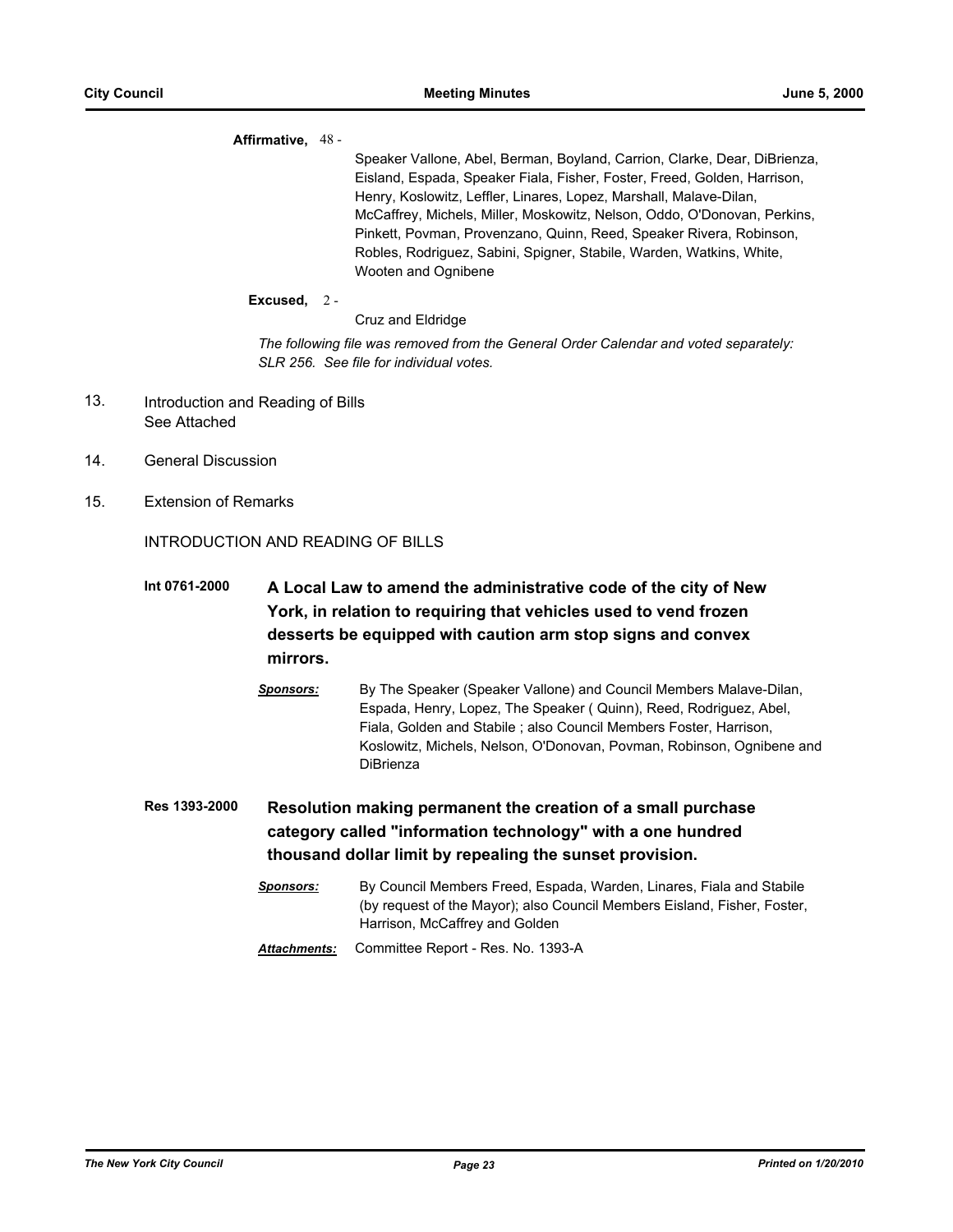**Affirmative,** 48 -

Speaker Vallone, Abel, Berman, Boyland, Carrion, Clarke, Dear, DiBrienza, Eisland, Espada, Speaker Fiala, Fisher, Foster, Freed, Golden, Harrison, Henry, Koslowitz, Leffler, Linares, Lopez, Marshall, Malave-Dilan, McCaffrey, Michels, Miller, Moskowitz, Nelson, Oddo, O'Donovan, Perkins, Pinkett, Povman, Provenzano, Quinn, Reed, Speaker Rivera, Robinson, Robles, Rodriguez, Sabini, Spigner, Stabile, Warden, Watkins, White, Wooten and Ognibene

**Excused,** 2 -

Cruz and Eldridge

*The following file was removed from the General Order Calendar and voted separately: SLR 256. See file for individual votes.*

13. Introduction and Reading of Bills
    See Attached

14. General Discussion

15. Extension of Remarks

INTRODUCTION AND READING OF BILLS

**Int 0761-2000** **A Local Law to amend the administrative code of the city of New York, in relation to requiring that vehicles used to vend frozen desserts be equipped with caution arm stop signs and convex mirrors.**

***Sponsors:*** By The Speaker (Speaker Vallone) and Council Members Malave-Dilan, Espada, Henry, Lopez, The Speaker ( Quinn), Reed, Rodriguez, Abel, Fiala, Golden and Stabile ; also Council Members Foster, Harrison, Koslowitz, Michels, Nelson, O'Donovan, Povman, Robinson, Ognibene and DiBrienza

**Res 1393-2000** **Resolution making permanent the creation of a small purchase category called "information technology" with a one hundred thousand dollar limit by repealing the sunset provision.**

***Sponsors:*** By Council Members Freed, Espada, Warden, Linares, Fiala and Stabile (by request of the Mayor); also Council Members Eisland, Fisher, Foster, Harrison, McCaffrey and Golden

***Attachments:*** Committee Report - Res. No. 1393-A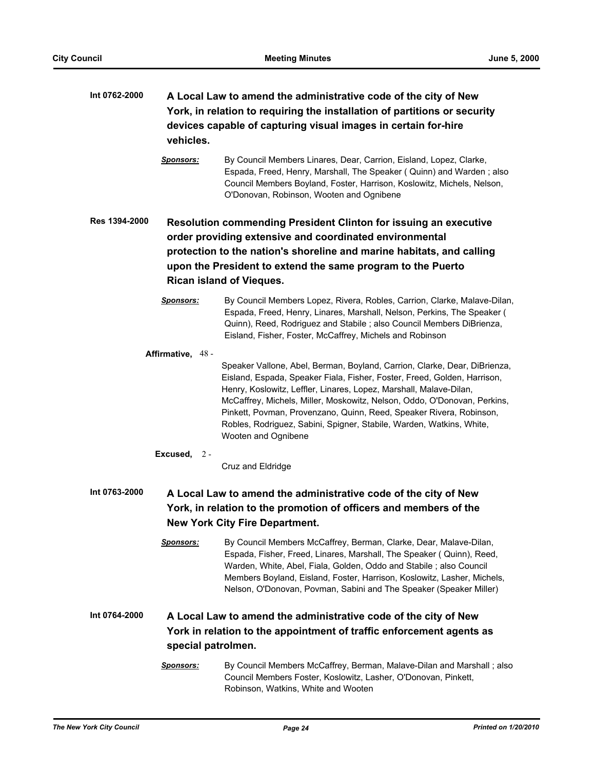**Int 0762-2000** **A Local Law to amend the administrative code of the city of New York, in relation to requiring the installation of partitions or security devices capable of capturing visual images in certain for-hire vehicles.**

***Sponsors:*** By Council Members Linares, Dear, Carrion, Eisland, Lopez, Clarke, Espada, Freed, Henry, Marshall, The Speaker ( Quinn) and Warden ; also Council Members Boyland, Foster, Harrison, Koslowitz, Michels, Nelson, O'Donovan, Robinson, Wooten and Ognibene

**Res 1394-2000** **Resolution commending President Clinton for issuing an executive order providing extensive and coordinated environmental protection to the nation's shoreline and marine habitats, and calling upon the President to extend the same program to the Puerto Rican island of Vieques.**

***Sponsors:*** By Council Members Lopez, Rivera, Robles, Carrion, Clarke, Malave-Dilan, Espada, Freed, Henry, Linares, Marshall, Nelson, Perkins, The Speaker ( Quinn), Reed, Rodriguez and Stabile ; also Council Members DiBrienza, Eisland, Fisher, Foster, McCaffrey, Michels and Robinson

**Affirmative,** 48 - Speaker Vallone, Abel, Berman, Boyland, Carrion, Clarke, Dear, DiBrienza, Eisland, Espada, Speaker Fiala, Fisher, Foster, Freed, Golden, Harrison, Henry, Koslowitz, Leffler, Linares, Lopez, Marshall, Malave-Dilan, McCaffrey, Michels, Miller, Moskowitz, Nelson, Oddo, O'Donovan, Perkins, Pinkett, Povman, Provenzano, Quinn, Reed, Speaker Rivera, Robinson, Robles, Rodriguez, Sabini, Spigner, Stabile, Warden, Watkins, White, Wooten and Ognibene

**Excused,** 2 - Cruz and Eldridge

**Int 0763-2000** **A Local Law to amend the administrative code of the city of New York, in relation to the promotion of officers and members of the New York City Fire Department.**

***Sponsors:*** By Council Members McCaffrey, Berman, Clarke, Dear, Malave-Dilan, Espada, Fisher, Freed, Linares, Marshall, The Speaker ( Quinn), Reed, Warden, White, Abel, Fiala, Golden, Oddo and Stabile ; also Council Members Boyland, Eisland, Foster, Harrison, Koslowitz, Lasher, Michels, Nelson, O'Donovan, Povman, Sabini and The Speaker (Speaker Miller)

**Int 0764-2000** **A Local Law to amend the administrative code of the city of New York in relation to the appointment of traffic enforcement agents as special patrolmen.**

***Sponsors:*** By Council Members McCaffrey, Berman, Malave-Dilan and Marshall ; also Council Members Foster, Koslowitz, Lasher, O'Donovan, Pinkett, Robinson, Watkins, White and Wooten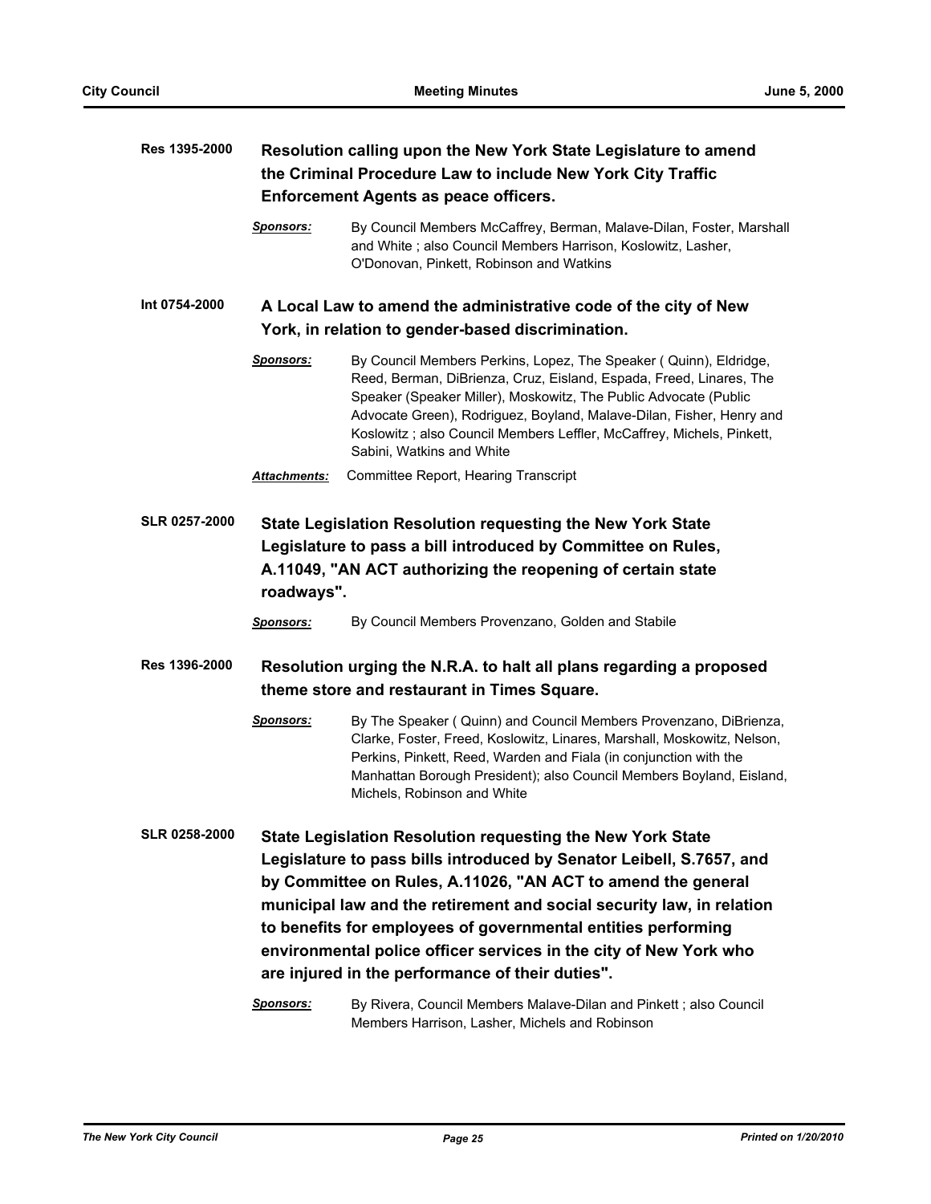**Res 1395-2000** **Resolution calling upon the New York State Legislature to amend the Criminal Procedure Law to include New York City Traffic Enforcement Agents as peace officers.**

***Sponsors:*** By Council Members McCaffrey, Berman, Malave-Dilan, Foster, Marshall and White ; also Council Members Harrison, Koslowitz, Lasher, O'Donovan, Pinkett, Robinson and Watkins

**Int 0754-2000** **A Local Law to amend the administrative code of the city of New York, in relation to gender-based discrimination.**

***Sponsors:*** By Council Members Perkins, Lopez, The Speaker ( Quinn), Eldridge, Reed, Berman, DiBrienza, Cruz, Eisland, Espada, Freed, Linares, The Speaker (Speaker Miller), Moskowitz, The Public Advocate (Public Advocate Green), Rodriguez, Boyland, Malave-Dilan, Fisher, Henry and Koslowitz ; also Council Members Leffler, McCaffrey, Michels, Pinkett, Sabini, Watkins and White

***Attachments:*** Committee Report, Hearing Transcript

**SLR 0257-2000** **State Legislation Resolution requesting the New York State Legislature to pass a bill introduced by Committee on Rules, A.11049, "AN ACT authorizing the reopening of certain state roadways".**

***Sponsors:*** By Council Members Provenzano, Golden and Stabile

**Res 1396-2000** **Resolution urging the N.R.A. to halt all plans regarding a proposed theme store and restaurant in Times Square.**

***Sponsors:*** By The Speaker ( Quinn) and Council Members Provenzano, DiBrienza, Clarke, Foster, Freed, Koslowitz, Linares, Marshall, Moskowitz, Nelson, Perkins, Pinkett, Reed, Warden and Fiala (in conjunction with the Manhattan Borough President); also Council Members Boyland, Eisland, Michels, Robinson and White

**SLR 0258-2000** **State Legislation Resolution requesting the New York State Legislature to pass bills introduced by Senator Leibell, S.7657, and by Committee on Rules, A.11026, "AN ACT to amend the general municipal law and the retirement and social security law, in relation to benefits for employees of governmental entities performing environmental police officer services in the city of New York who are injured in the performance of their duties".**

***Sponsors:*** By Rivera, Council Members Malave-Dilan and Pinkett ; also Council Members Harrison, Lasher, Michels and Robinson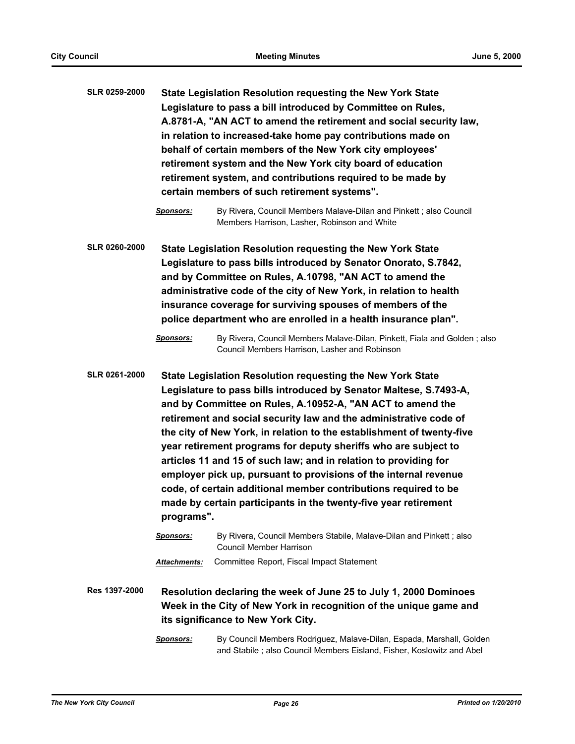**SLR 0259-2000** **State Legislation Resolution requesting the New York State Legislature to pass a bill introduced by Committee on Rules, A.8781-A, "AN ACT to amend the retirement and social security law, in relation to increased-take home pay contributions made on behalf of certain members of the New York city employees' retirement system and the New York city board of education retirement system, and contributions required to be made by certain members of such retirement systems".**

***Sponsors:*** By Rivera, Council Members Malave-Dilan and Pinkett ; also Council Members Harrison, Lasher, Robinson and White

**SLR 0260-2000** **State Legislation Resolution requesting the New York State Legislature to pass bills introduced by Senator Onorato, S.7842, and by Committee on Rules, A.10798, "AN ACT to amend the administrative code of the city of New York, in relation to health insurance coverage for surviving spouses of members of the police department who are enrolled in a health insurance plan".**

***Sponsors:*** By Rivera, Council Members Malave-Dilan, Pinkett, Fiala and Golden ; also Council Members Harrison, Lasher and Robinson

**SLR 0261-2000** **State Legislation Resolution requesting the New York State Legislature to pass bills introduced by Senator Maltese, S.7493-A, and by Committee on Rules, A.10952-A, "AN ACT to amend the retirement and social security law and the administrative code of the city of New York, in relation to the establishment of twenty-five year retirement programs for deputy sheriffs who are subject to articles 11 and 15 of such law; and in relation to providing for employer pick up, pursuant to provisions of the internal revenue code, of certain additional member contributions required to be made by certain participants in the twenty-five year retirement programs".**

***Sponsors:*** By Rivera, Council Members Stabile, Malave-Dilan and Pinkett ; also Council Member Harrison

***Attachments:*** Committee Report, Fiscal Impact Statement

**Res 1397-2000** **Resolution declaring the week of June 25 to July 1, 2000 Dominoes Week in the City of New York in recognition of the unique game and its significance to New York City.**

***Sponsors:*** By Council Members Rodriguez, Malave-Dilan, Espada, Marshall, Golden and Stabile ; also Council Members Eisland, Fisher, Koslowitz and Abel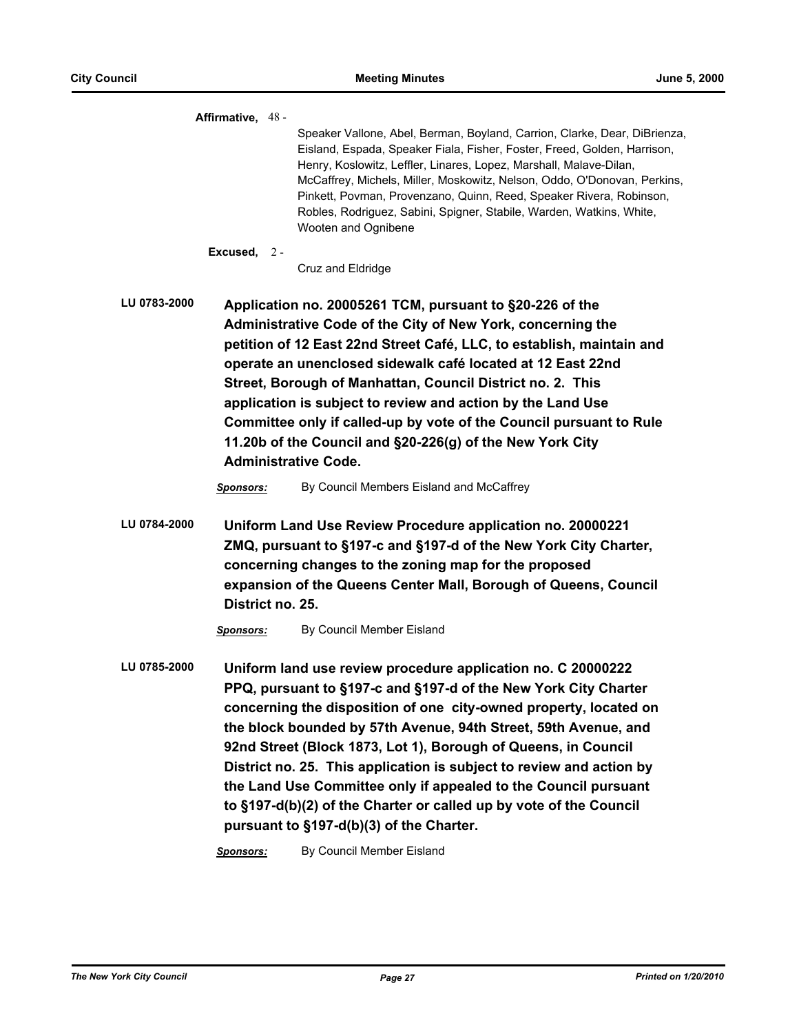**Affirmative,** 48 -

Speaker Vallone, Abel, Berman, Boyland, Carrion, Clarke, Dear, DiBrienza, Eisland, Espada, Speaker Fiala, Fisher, Foster, Freed, Golden, Harrison, Henry, Koslowitz, Leffler, Linares, Lopez, Marshall, Malave-Dilan, McCaffrey, Michels, Miller, Moskowitz, Nelson, Oddo, O'Donovan, Perkins, Pinkett, Povman, Provenzano, Quinn, Reed, Speaker Rivera, Robinson, Robles, Rodriguez, Sabini, Spigner, Stabile, Warden, Watkins, White, Wooten and Ognibene

**Excused,** 2 -

Cruz and Eldridge

**LU 0783-2000** **Application no. 20005261 TCM, pursuant to §20-226 of the Administrative Code of the City of New York, concerning the petition of 12 East 22nd Street Café, LLC, to establish, maintain and operate an unenclosed sidewalk café located at 12 East 22nd Street, Borough of Manhattan, Council District no. 2. This application is subject to review and action by the Land Use Committee only if called-up by vote of the Council pursuant to Rule 11.20b of the Council and §20-226(g) of the New York City Administrative Code.**

***Sponsors:*** By Council Members Eisland and McCaffrey

**LU 0784-2000** **Uniform Land Use Review Procedure application no. 20000221 ZMQ, pursuant to §197-c and §197-d of the New York City Charter, concerning changes to the zoning map for the proposed expansion of the Queens Center Mall, Borough of Queens, Council District no. 25.**

***Sponsors:*** By Council Member Eisland

**LU 0785-2000** **Uniform land use review procedure application no. C 20000222 PPQ, pursuant to §197-c and §197-d of the New York City Charter concerning the disposition of one city-owned property, located on the block bounded by 57th Avenue, 94th Street, 59th Avenue, and 92nd Street (Block 1873, Lot 1), Borough of Queens, in Council District no. 25. This application is subject to review and action by the Land Use Committee only if appealed to the Council pursuant to §197-d(b)(2) of the Charter or called up by vote of the Council pursuant to §197-d(b)(3) of the Charter.**

***Sponsors:*** By Council Member Eisland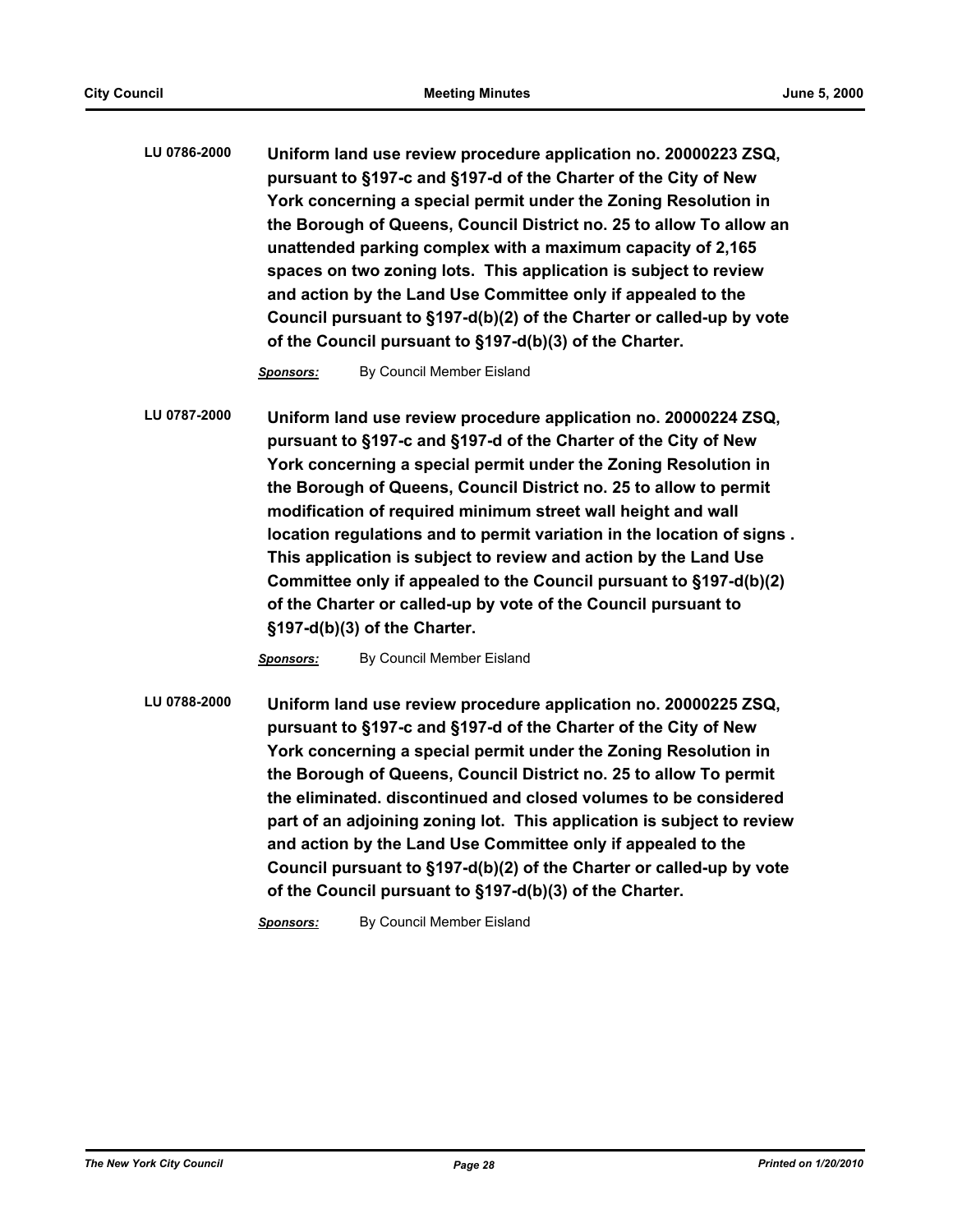**LU 0786-2000** **Uniform land use review procedure application no. 20000223 ZSQ, pursuant to §197-c and §197-d of the Charter of the City of New York concerning a special permit under the Zoning Resolution in the Borough of Queens, Council District no. 25 to allow To allow an unattended parking complex with a maximum capacity of 2,165 spaces on two zoning lots. This application is subject to review and action by the Land Use Committee only if appealed to the Council pursuant to §197-d(b)(2) of the Charter or called-up by vote of the Council pursuant to §197-d(b)(3) of the Charter.**

*__Sponsors:__* By Council Member Eisland

**LU 0787-2000** **Uniform land use review procedure application no. 20000224 ZSQ, pursuant to §197-c and §197-d of the Charter of the City of New York concerning a special permit under the Zoning Resolution in the Borough of Queens, Council District no. 25 to allow to permit modification of required minimum street wall height and wall location regulations and to permit variation in the location of signs . This application is subject to review and action by the Land Use Committee only if appealed to the Council pursuant to §197-d(b)(2) of the Charter or called-up by vote of the Council pursuant to §197-d(b)(3) of the Charter.**

*__Sponsors:__* By Council Member Eisland

**LU 0788-2000** **Uniform land use review procedure application no. 20000225 ZSQ, pursuant to §197-c and §197-d of the Charter of the City of New York concerning a special permit under the Zoning Resolution in the Borough of Queens, Council District no. 25 to allow To permit the eliminated. discontinued and closed volumes to be considered part of an adjoining zoning lot. This application is subject to review and action by the Land Use Committee only if appealed to the Council pursuant to §197-d(b)(2) of the Charter or called-up by vote of the Council pursuant to §197-d(b)(3) of the Charter.**

*__Sponsors:__* By Council Member Eisland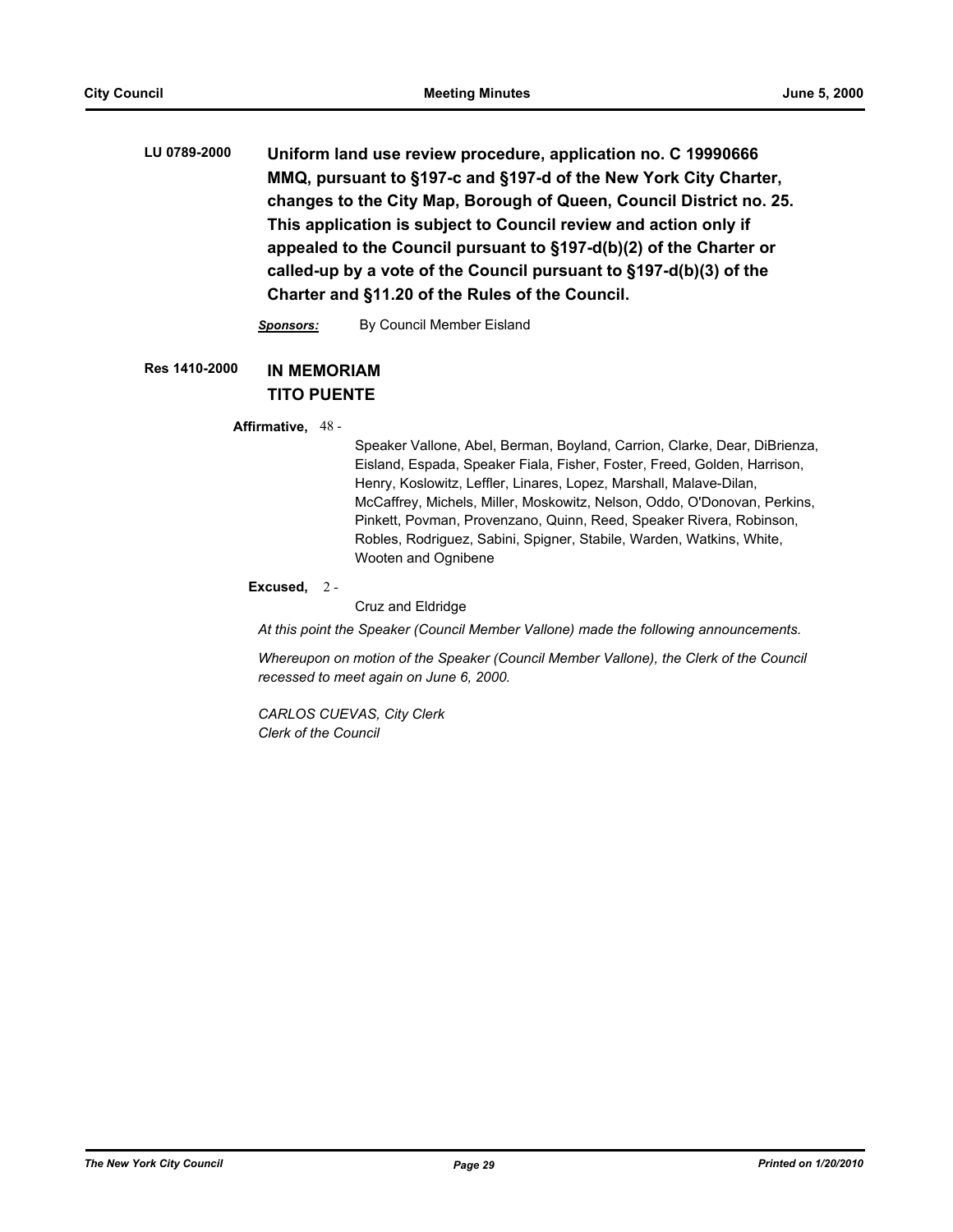**LU 0789-2000** **Uniform land use review procedure, application no. C 19990666 MMQ, pursuant to §197-c and §197-d of the New York City Charter, changes to the City Map, Borough of Queen, Council District no. 25. This application is subject to Council review and action only if appealed to the Council pursuant to §197-d(b)(2) of the Charter or called-up by a vote of the Council pursuant to §197-d(b)(3) of the Charter and §11.20 of the Rules of the Council.**

***Sponsors:*** By Council Member Eisland

**Res 1410-2000** **IN MEMORIAM TITO PUENTE**

**Affirmative,** 48 - Speaker Vallone, Abel, Berman, Boyland, Carrion, Clarke, Dear, DiBrienza, Eisland, Espada, Speaker Fiala, Fisher, Foster, Freed, Golden, Harrison, Henry, Koslowitz, Leffler, Linares, Lopez, Marshall, Malave-Dilan, McCaffrey, Michels, Miller, Moskowitz, Nelson, Oddo, O'Donovan, Perkins, Pinkett, Povman, Provenzano, Quinn, Reed, Speaker Rivera, Robinson, Robles, Rodriguez, Sabini, Spigner, Stabile, Warden, Watkins, White, Wooten and Ognibene

**Excused,** 2 - Cruz and Eldridge

*At this point the Speaker (Council Member Vallone) made the following announcements.*

*Whereupon on motion of the Speaker (Council Member Vallone), the Clerk of the Council recessed to meet again on June 6, 2000.*

*CARLOS CUEVAS, City Clerk*
*Clerk of the Council*